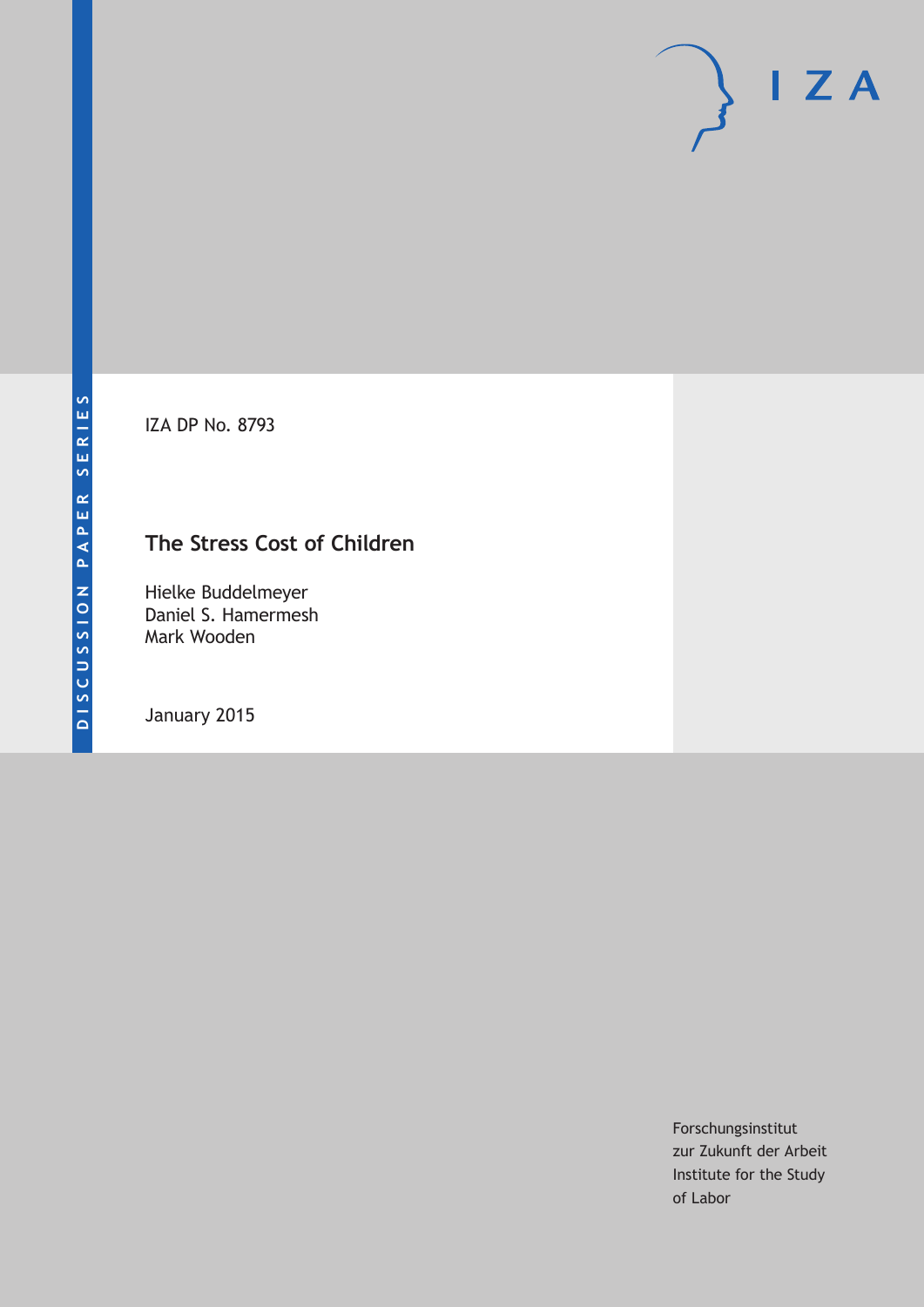DISCUSSION PAPER SERIES

IZA DP No. 8793

# The Stress Cost of Children

Hielke Buddelmeyer
Daniel S. Hamermesh
Mark Wooden

January 2015

Forschungsinstitut
zur Zukunft der Arbeit
Institute for the Study
of Labor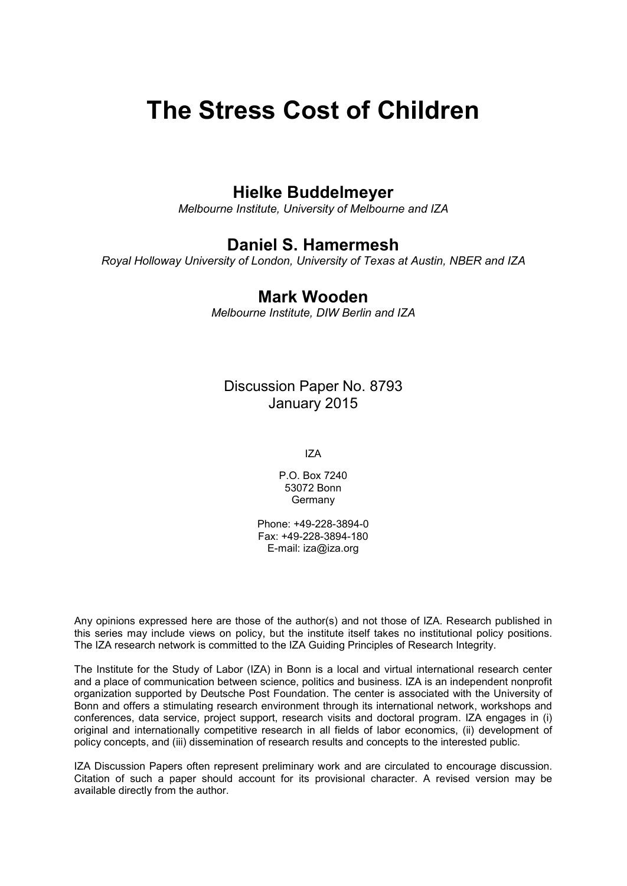# The Stress Cost of Children

## Hielke Buddelmeyer

*Melbourne Institute, University of Melbourne and IZA*

## Daniel S. Hamermesh

*Royal Holloway University of London, University of Texas at Austin, NBER and IZA*

## Mark Wooden

*Melbourne Institute, DIW Berlin and IZA*

Discussion Paper No. 8793
January 2015

IZA

P.O. Box 7240
53072 Bonn
Germany

Phone: +49-228-3894-0
Fax: +49-228-3894-180
E-mail: iza@iza.org

Any opinions expressed here are those of the author(s) and not those of IZA. Research published in this series may include views on policy, but the institute itself takes no institutional policy positions. The IZA research network is committed to the IZA Guiding Principles of Research Integrity.

The Institute for the Study of Labor (IZA) in Bonn is a local and virtual international research center and a place of communication between science, politics and business. IZA is an independent nonprofit organization supported by Deutsche Post Foundation. The center is associated with the University of Bonn and offers a stimulating research environment through its international network, workshops and conferences, data service, project support, research visits and doctoral program. IZA engages in (i) original and internationally competitive research in all fields of labor economics, (ii) development of policy concepts, and (iii) dissemination of research results and concepts to the interested public.

IZA Discussion Papers often represent preliminary work and are circulated to encourage discussion. Citation of such a paper should account for its provisional character. A revised version may be available directly from the author.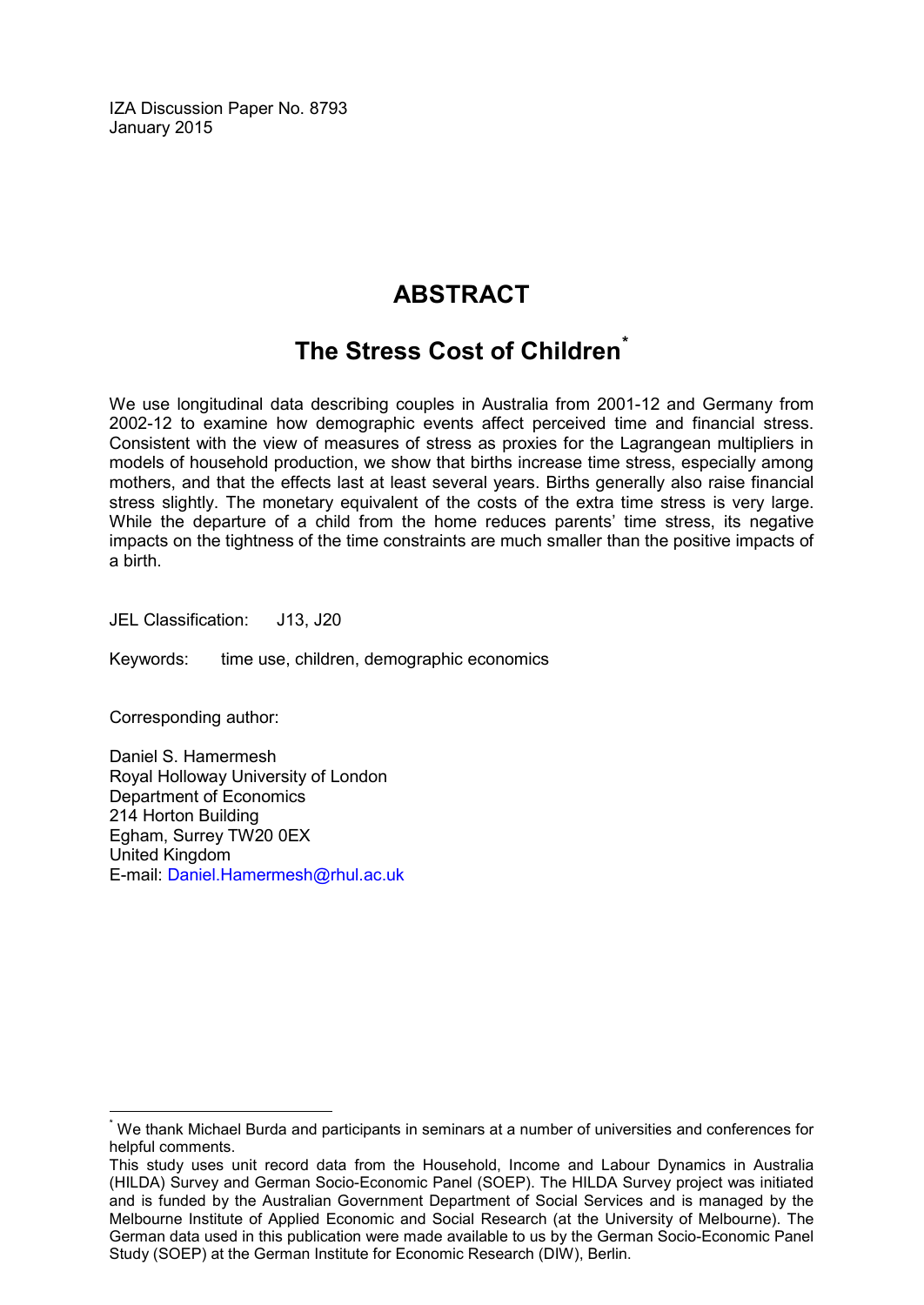IZA Discussion Paper No. 8793
January 2015

# ABSTRACT

## The Stress Cost of Children*

We use longitudinal data describing couples in Australia from 2001-12 and Germany from 2002-12 to examine how demographic events affect perceived time and financial stress. Consistent with the view of measures of stress as proxies for the Lagrangean multipliers in models of household production, we show that births increase time stress, especially among mothers, and that the effects last at least several years. Births generally also raise financial stress slightly. The monetary equivalent of the costs of the extra time stress is very large. While the departure of a child from the home reduces parents' time stress, its negative impacts on the tightness of the time constraints are much smaller than the positive impacts of a birth.

JEL Classification: J13, J20

Keywords: time use, children, demographic economics

Corresponding author:

Daniel S. Hamermesh
Royal Holloway University of London
Department of Economics
214 Horton Building
Egham, Surrey TW20 0EX
United Kingdom
E-mail: Daniel.Hamermesh@rhul.ac.uk

---

* We thank Michael Burda and participants in seminars at a number of universities and conferences for helpful comments.

This study uses unit record data from the Household, Income and Labour Dynamics in Australia (HILDA) Survey and German Socio-Economic Panel (SOEP). The HILDA Survey project was initiated and is funded by the Australian Government Department of Social Services and is managed by the Melbourne Institute of Applied Economic and Social Research (at the University of Melbourne). The German data used in this publication were made available to us by the German Socio-Economic Panel Study (SOEP) at the German Institute for Economic Research (DIW), Berlin.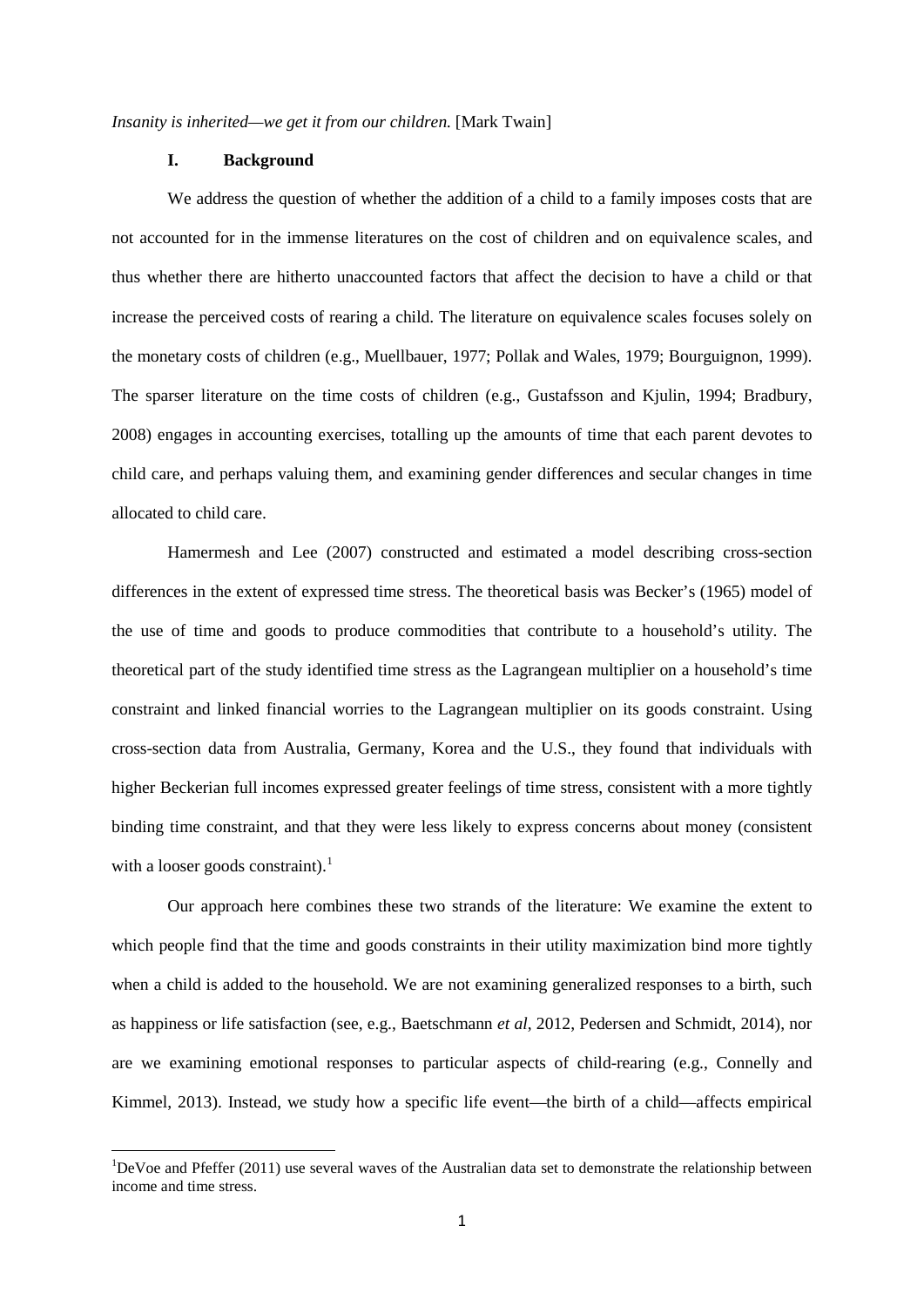*Insanity is inherited—we get it from our children.* [Mark Twain]

## I. Background

We address the question of whether the addition of a child to a family imposes costs that are not accounted for in the immense literatures on the cost of children and on equivalence scales, and thus whether there are hitherto unaccounted factors that affect the decision to have a child or that increase the perceived costs of rearing a child. The literature on equivalence scales focuses solely on the monetary costs of children (e.g., Muellbauer, 1977; Pollak and Wales, 1979; Bourguignon, 1999). The sparser literature on the time costs of children (e.g., Gustafsson and Kjulin, 1994; Bradbury, 2008) engages in accounting exercises, totalling up the amounts of time that each parent devotes to child care, and perhaps valuing them, and examining gender differences and secular changes in time allocated to child care.

Hamermesh and Lee (2007) constructed and estimated a model describing cross-section differences in the extent of expressed time stress. The theoretical basis was Becker's (1965) model of the use of time and goods to produce commodities that contribute to a household's utility. The theoretical part of the study identified time stress as the Lagrangean multiplier on a household's time constraint and linked financial worries to the Lagrangean multiplier on its goods constraint. Using cross-section data from Australia, Germany, Korea and the U.S., they found that individuals with higher Beckerian full incomes expressed greater feelings of time stress, consistent with a more tightly binding time constraint, and that they were less likely to express concerns about money (consistent with a looser goods constraint).[1]

Our approach here combines these two strands of the literature: We examine the extent to which people find that the time and goods constraints in their utility maximization bind more tightly when a child is added to the household. We are not examining generalized responses to a birth, such as happiness or life satisfaction (see, e.g., Baetschmann *et al*, 2012, Pedersen and Schmidt, 2014), nor are we examining emotional responses to particular aspects of child-rearing (e.g., Connelly and Kimmel, 2013). Instead, we study how a specific life event—the birth of a child—affects empirical

[1]DeVoe and Pfeffer (2011) use several waves of the Australian data set to demonstrate the relationship between income and time stress.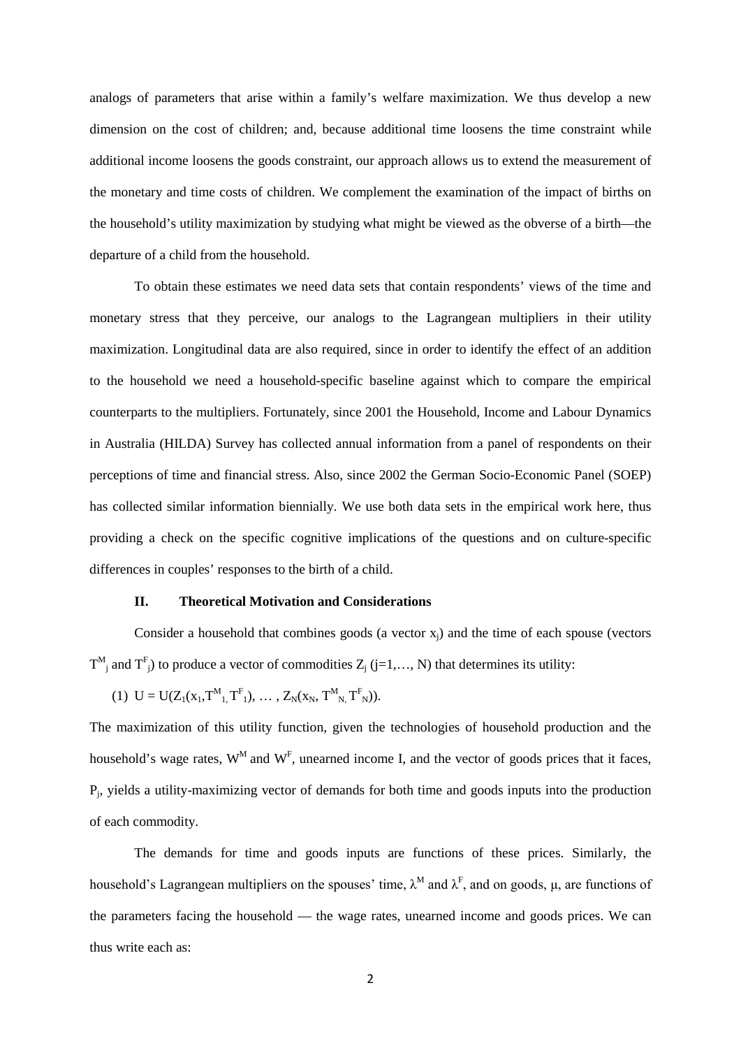analogs of parameters that arise within a family's welfare maximization. We thus develop a new dimension on the cost of children; and, because additional time loosens the time constraint while additional income loosens the goods constraint, our approach allows us to extend the measurement of the monetary and time costs of children. We complement the examination of the impact of births on the household's utility maximization by studying what might be viewed as the obverse of a birth—the departure of a child from the household.

To obtain these estimates we need data sets that contain respondents' views of the time and monetary stress that they perceive, our analogs to the Lagrangean multipliers in their utility maximization. Longitudinal data are also required, since in order to identify the effect of an addition to the household we need a household-specific baseline against which to compare the empirical counterparts to the multipliers. Fortunately, since 2001 the Household, Income and Labour Dynamics in Australia (HILDA) Survey has collected annual information from a panel of respondents on their perceptions of time and financial stress. Also, since 2002 the German Socio-Economic Panel (SOEP) has collected similar information biennially. We use both data sets in the empirical work here, thus providing a check on the specific cognitive implications of the questions and on culture-specific differences in couples' responses to the birth of a child.

## II. Theoretical Motivation and Considerations

Consider a household that combines goods (a vector $x_j$) and the time of each spouse (vectors $T^M_j$ and $T^F_j$) to produce a vector of commodities $Z_j$ (j=1,…, N) that determines its utility:

$$(1)\quad U = U(Z_1(x_1, T^M_1, T^F_1), \ldots, Z_N(x_N, T^M_N, T^F_N)).$$

The maximization of this utility function, given the technologies of household production and the household's wage rates, $W^M$ and $W^F$, unearned income I, and the vector of goods prices that it faces, $P_j$, yields a utility-maximizing vector of demands for both time and goods inputs into the production of each commodity.

The demands for time and goods inputs are functions of these prices. Similarly, the household's Lagrangean multipliers on the spouses' time, $\lambda^M$ and $\lambda^F$, and on goods, $\mu$, are functions of the parameters facing the household — the wage rates, unearned income and goods prices. We can thus write each as: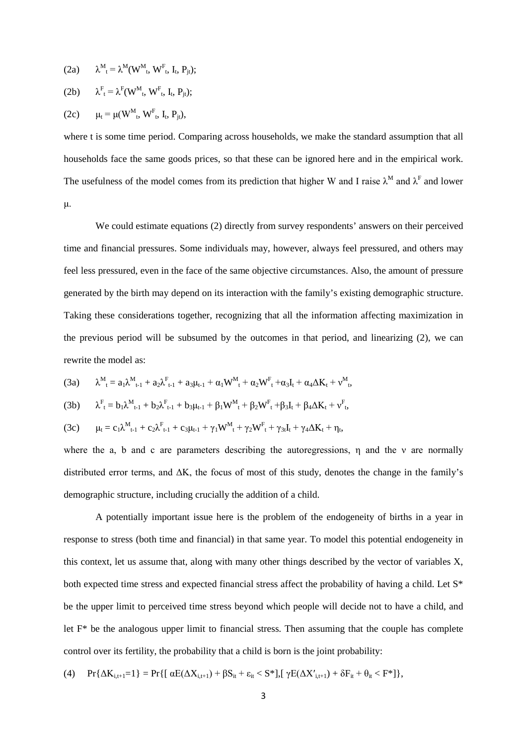(2a) $\lambda^M{}_t = \lambda^M(W^M{}_t, W^F{}_t, I_t, P_{jt})$;

(2b) $\lambda^F{}_t = \lambda^F(W^M{}_t, W^F{}_t, I_t, P_{jt})$;

(2c) $\mu_t = \mu(W^M{}_t, W^F{}_t, I_t, P_{jt})$,

where t is some time period. Comparing across households, we make the standard assumption that all households face the same goods prices, so that these can be ignored here and in the empirical work. The usefulness of the model comes from its prediction that higher W and I raise $\lambda^M$ and $\lambda^F$ and lower $\mu$.

We could estimate equations (2) directly from survey respondents' answers on their perceived time and financial pressures. Some individuals may, however, always feel pressured, and others may feel less pressured, even in the face of the same objective circumstances. Also, the amount of pressure generated by the birth may depend on its interaction with the family's existing demographic structure. Taking these considerations together, recognizing that all the information affecting maximization in the previous period will be subsumed by the outcomes in that period, and linearizing (2), we can rewrite the model as:

(3a) $\lambda^M{}_t = a_1\lambda^M{}_{t-1} + a_2\lambda^F{}_{t-1} + a_3\mu_{t-1} + \alpha_1 W^M{}_t + \alpha_2 W^F{}_t + \alpha_3 I_t + \alpha_4 \Delta K_t + \nu^M{}_t$,

(3b) $\lambda^F{}_t = b_1\lambda^M{}_{t-1} + b_2\lambda^F{}_{t-1} + b_3\mu_{t-1} + \beta_1 W^M{}_t + \beta_2 W^F{}_t + \beta_3 I_t + \beta_4 \Delta K_t + \nu^F{}_t$,

(3c) $\mu_t = c_1\lambda^M{}_{t-1} + c_2\lambda^F{}_{t-1} + c_3\mu_{t-1} + \gamma_1 W^M{}_t + \gamma_2 W^F{}_t + \gamma_{3t} I_t + \gamma_4 \Delta K_t + \eta_t$,

where the a, b and c are parameters describing the autoregressions, $\eta$ and the $\nu$ are normally distributed error terms, and $\Delta K$, the focus of most of this study, denotes the change in the family's demographic structure, including crucially the addition of a child.

A potentially important issue here is the problem of the endogeneity of births in a year in response to stress (both time and financial) in that same year. To model this potential endogeneity in this context, let us assume that, along with many other things described by the vector of variables X, both expected time stress and expected financial stress affect the probability of having a child. Let S* be the upper limit to perceived time stress beyond which people will decide not to have a child, and let F* be the analogous upper limit to financial stress. Then assuming that the couple has complete control over its fertility, the probability that a child is born is the joint probability:

(4) $\Pr\{\Delta K_{i,t+1}=1\} = \Pr\{[\,\alpha E(\Delta X_{i,t+1}) + \beta S_{it} + \varepsilon_{it} < S^*],[\,\gamma E(\Delta X'_{i,t+1}) + \delta F_{it} + \theta_{it} < F^*]\}$,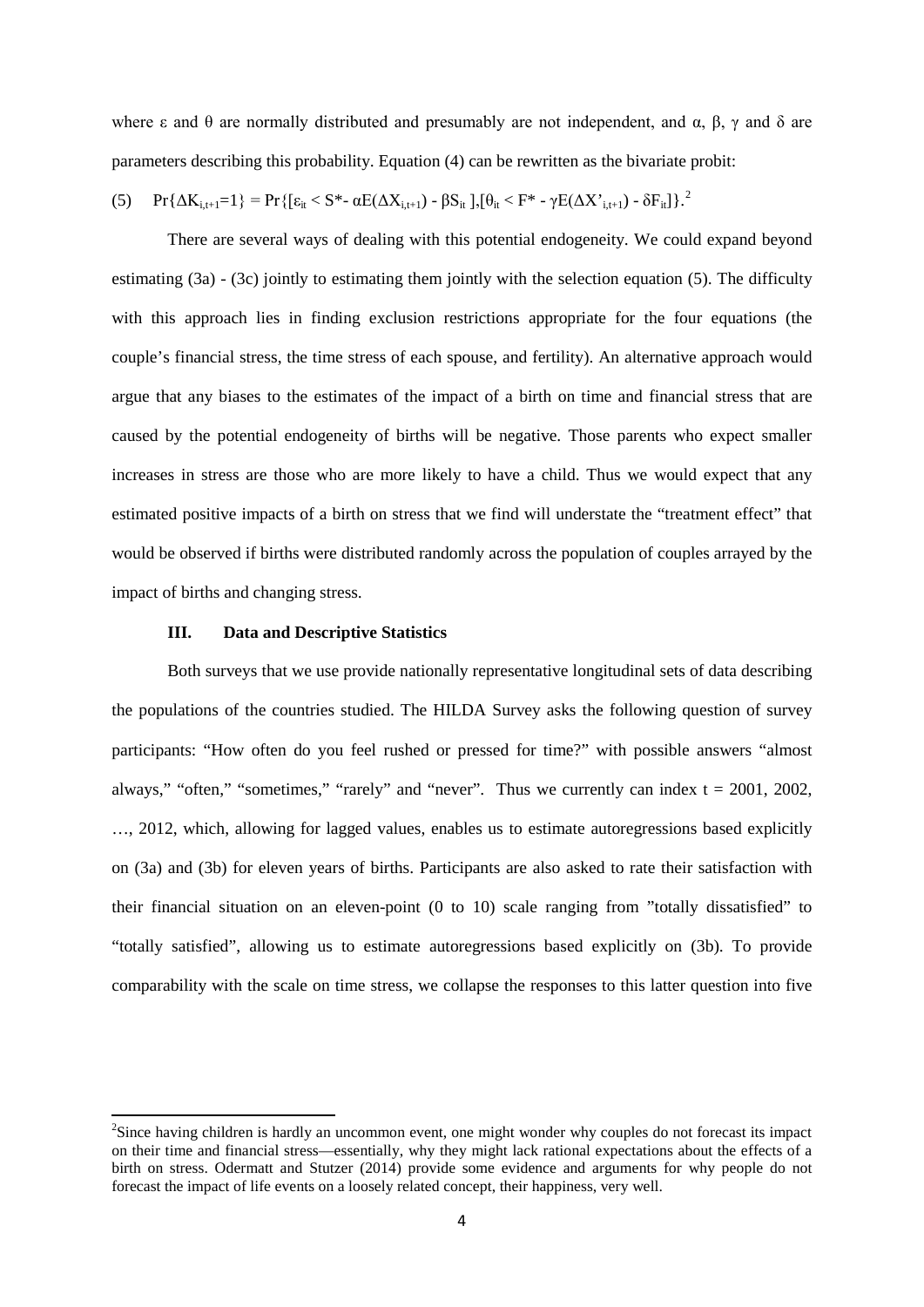where ε and θ are normally distributed and presumably are not independent, and α, β, γ and δ are parameters describing this probability. Equation (4) can be rewritten as the bivariate probit:

$$(5) \quad \Pr\{\Delta K_{i,t+1}=1\} = \Pr\{[\varepsilon_{it} < S^* - \alpha E(\Delta X_{i,t+1}) - \beta S_{it}],[\theta_{it} < F^* - \gamma E(\Delta X'_{i,t+1}) - \delta F_{it}]\}.$$[2]

There are several ways of dealing with this potential endogeneity. We could expand beyond estimating (3a) - (3c) jointly to estimating them jointly with the selection equation (5). The difficulty with this approach lies in finding exclusion restrictions appropriate for the four equations (the couple's financial stress, the time stress of each spouse, and fertility). An alternative approach would argue that any biases to the estimates of the impact of a birth on time and financial stress that are caused by the potential endogeneity of births will be negative. Those parents who expect smaller increases in stress are those who are more likely to have a child. Thus we would expect that any estimated positive impacts of a birth on stress that we find will understate the "treatment effect" that would be observed if births were distributed randomly across the population of couples arrayed by the impact of births and changing stress.

### III. Data and Descriptive Statistics

Both surveys that we use provide nationally representative longitudinal sets of data describing the populations of the countries studied. The HILDA Survey asks the following question of survey participants: "How often do you feel rushed or pressed for time?" with possible answers "almost always," "often," "sometimes," "rarely" and "never". Thus we currently can index $t = 2001, 2002, \ldots, 2012$, which, allowing for lagged values, enables us to estimate autoregressions based explicitly on (3a) and (3b) for eleven years of births. Participants are also asked to rate their satisfaction with their financial situation on an eleven-point (0 to 10) scale ranging from "totally dissatisfied" to "totally satisfied", allowing us to estimate autoregressions based explicitly on (3b). To provide comparability with the scale on time stress, we collapse the responses to this latter question into five

---

[2]Since having children is hardly an uncommon event, one might wonder why couples do not forecast its impact on their time and financial stress—essentially, why they might lack rational expectations about the effects of a birth on stress. Odermatt and Stutzer (2014) provide some evidence and arguments for why people do not forecast the impact of life events on a loosely related concept, their happiness, very well.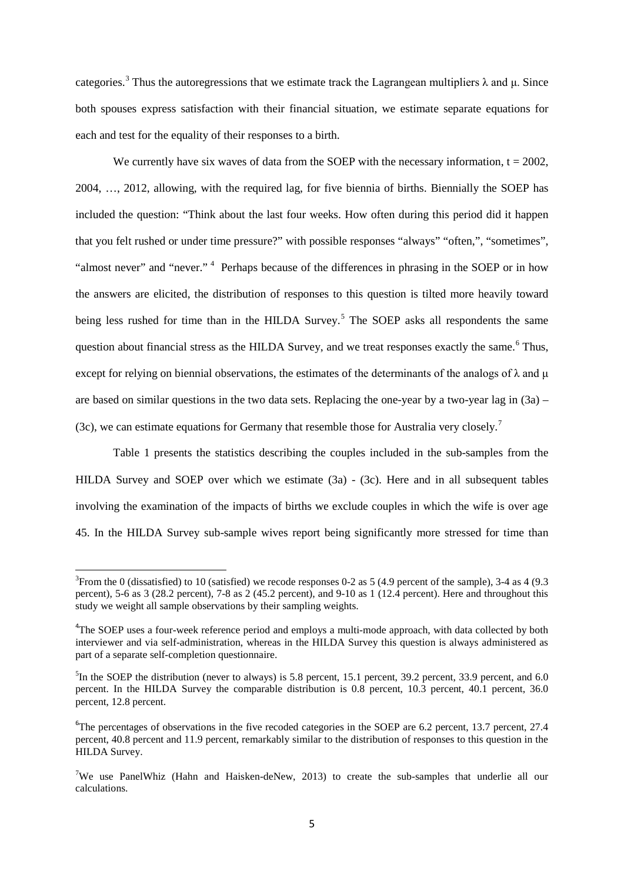categories.[3] Thus the autoregressions that we estimate track the Lagrangean multipliers $\lambda$ and $\mu$. Since both spouses express satisfaction with their financial situation, we estimate separate equations for each and test for the equality of their responses to a birth.

We currently have six waves of data from the SOEP with the necessary information, $t = 2002$, 2004, …, 2012, allowing, with the required lag, for five biennia of births. Biennially the SOEP has included the question: "Think about the last four weeks. How often during this period did it happen that you felt rushed or under time pressure?" with possible responses "always" "often,", "sometimes", "almost never" and "never." [4] Perhaps because of the differences in phrasing in the SOEP or in how the answers are elicited, the distribution of responses to this question is tilted more heavily toward being less rushed for time than in the HILDA Survey.[5] The SOEP asks all respondents the same question about financial stress as the HILDA Survey, and we treat responses exactly the same.[6] Thus, except for relying on biennial observations, the estimates of the determinants of the analogs of $\lambda$ and $\mu$ are based on similar questions in the two data sets. Replacing the one-year by a two-year lag in (3a) – (3c), we can estimate equations for Germany that resemble those for Australia very closely.[7]

Table 1 presents the statistics describing the couples included in the sub-samples from the HILDA Survey and SOEP over which we estimate (3a) - (3c). Here and in all subsequent tables involving the examination of the impacts of births we exclude couples in which the wife is over age 45. In the HILDA Survey sub-sample wives report being significantly more stressed for time than

---

[3] From the 0 (dissatisfied) to 10 (satisfied) we recode responses 0-2 as 5 (4.9 percent of the sample), 3-4 as 4 (9.3 percent), 5-6 as 3 (28.2 percent), 7-8 as 2 (45.2 percent), and 9-10 as 1 (12.4 percent). Here and throughout this study we weight all sample observations by their sampling weights.

[4] The SOEP uses a four-week reference period and employs a multi-mode approach, with data collected by both interviewer and via self-administration, whereas in the HILDA Survey this question is always administered as part of a separate self-completion questionnaire.

[5] In the SOEP the distribution (never to always) is 5.8 percent, 15.1 percent, 39.2 percent, 33.9 percent, and 6.0 percent. In the HILDA Survey the comparable distribution is 0.8 percent, 10.3 percent, 40.1 percent, 36.0 percent, 12.8 percent.

[6] The percentages of observations in the five recoded categories in the SOEP are 6.2 percent, 13.7 percent, 27.4 percent, 40.8 percent and 11.9 percent, remarkably similar to the distribution of responses to this question in the HILDA Survey.

[7] We use PanelWhiz (Hahn and Haisken-deNew, 2013) to create the sub-samples that underlie all our calculations.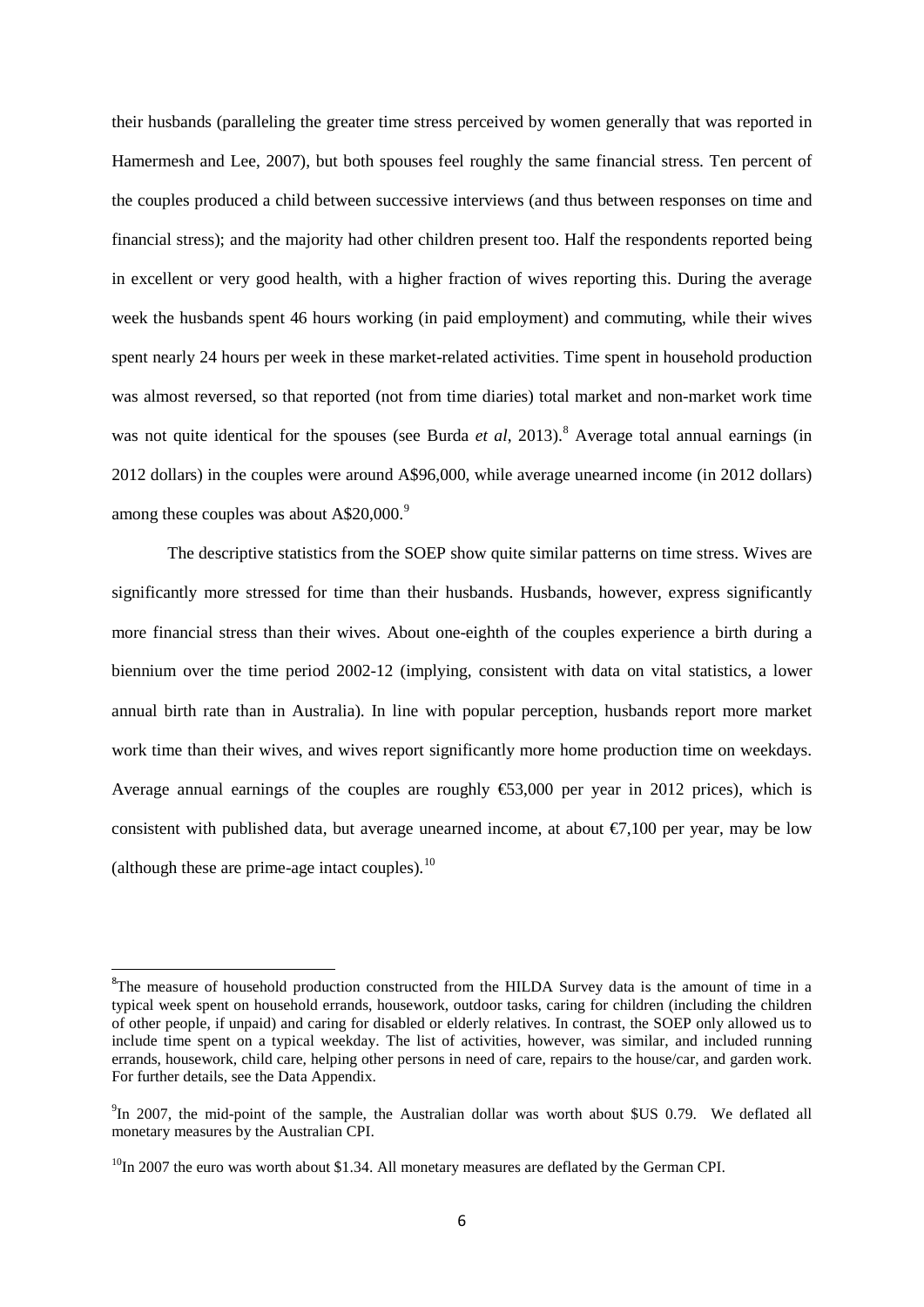their husbands (paralleling the greater time stress perceived by women generally that was reported in Hamermesh and Lee, 2007), but both spouses feel roughly the same financial stress. Ten percent of the couples produced a child between successive interviews (and thus between responses on time and financial stress); and the majority had other children present too. Half the respondents reported being in excellent or very good health, with a higher fraction of wives reporting this. During the average week the husbands spent 46 hours working (in paid employment) and commuting, while their wives spent nearly 24 hours per week in these market-related activities. Time spent in household production was almost reversed, so that reported (not from time diaries) total market and non-market work time was not quite identical for the spouses (see Burda *et al*, 2013).[8] Average total annual earnings (in 2012 dollars) in the couples were around A$96,000, while average unearned income (in 2012 dollars) among these couples was about A$20,000.[9]

The descriptive statistics from the SOEP show quite similar patterns on time stress. Wives are significantly more stressed for time than their husbands. Husbands, however, express significantly more financial stress than their wives. About one-eighth of the couples experience a birth during a biennium over the time period 2002-12 (implying, consistent with data on vital statistics, a lower annual birth rate than in Australia). In line with popular perception, husbands report more market work time than their wives, and wives report significantly more home production time on weekdays. Average annual earnings of the couples are roughly €53,000 per year in 2012 prices), which is consistent with published data, but average unearned income, at about €7,100 per year, may be low (although these are prime-age intact couples).[10]

---

[8]The measure of household production constructed from the HILDA Survey data is the amount of time in a typical week spent on household errands, housework, outdoor tasks, caring for children (including the children of other people, if unpaid) and caring for disabled or elderly relatives. In contrast, the SOEP only allowed us to include time spent on a typical weekday. The list of activities, however, was similar, and included running errands, housework, child care, helping other persons in need of care, repairs to the house/car, and garden work. For further details, see the Data Appendix.

[9]In 2007, the mid-point of the sample, the Australian dollar was worth about $US 0.79. We deflated all monetary measures by the Australian CPI.

[10]In 2007 the euro was worth about $1.34. All monetary measures are deflated by the German CPI.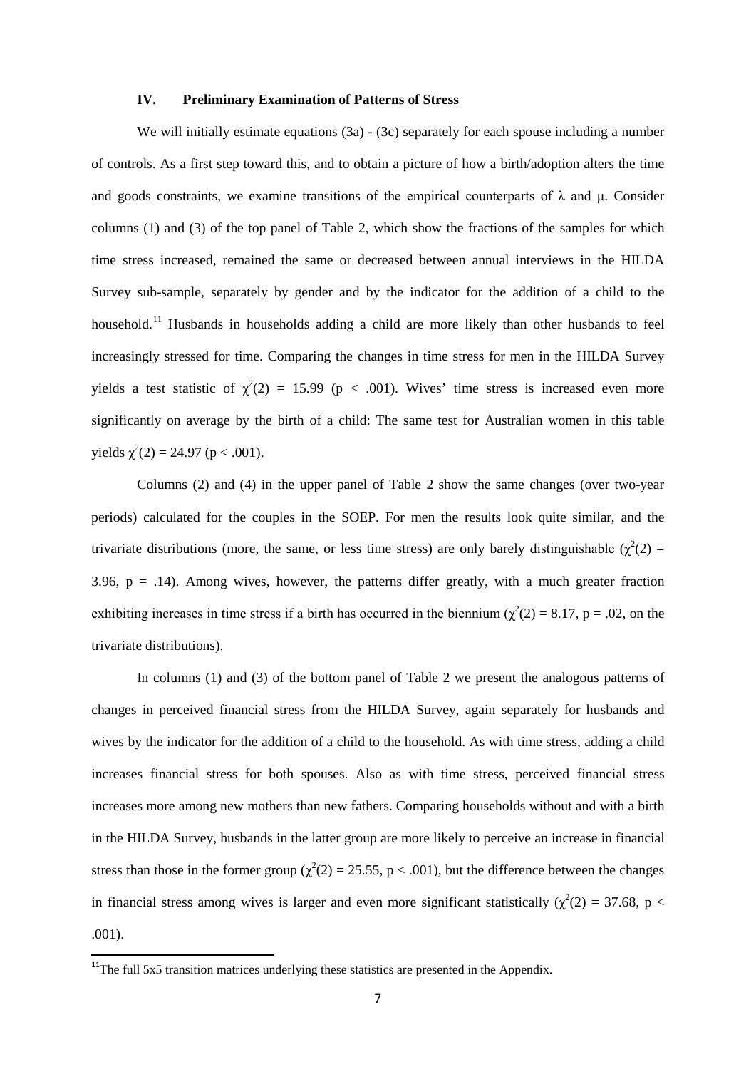### IV. Preliminary Examination of Patterns of Stress

We will initially estimate equations (3a) - (3c) separately for each spouse including a number of controls. As a first step toward this, and to obtain a picture of how a birth/adoption alters the time and goods constraints, we examine transitions of the empirical counterparts of $\lambda$ and $\mu$. Consider columns (1) and (3) of the top panel of Table 2, which show the fractions of the samples for which time stress increased, remained the same or decreased between annual interviews in the HILDA Survey sub-sample, separately by gender and by the indicator for the addition of a child to the household.[11] Husbands in households adding a child are more likely than other husbands to feel increasingly stressed for time. Comparing the changes in time stress for men in the HILDA Survey yields a test statistic of $\chi^2(2) = 15.99$ ($p < .001$). Wives' time stress is increased even more significantly on average by the birth of a child: The same test for Australian women in this table yields $\chi^2(2) = 24.97$ ($p < .001$).

Columns (2) and (4) in the upper panel of Table 2 show the same changes (over two-year periods) calculated for the couples in the SOEP. For men the results look quite similar, and the trivariate distributions (more, the same, or less time stress) are only barely distinguishable ($\chi^2(2) = 3.96$, $p = .14$). Among wives, however, the patterns differ greatly, with a much greater fraction exhibiting increases in time stress if a birth has occurred in the biennium ($\chi^2(2) = 8.17$, $p = .02$, on the trivariate distributions).

In columns (1) and (3) of the bottom panel of Table 2 we present the analogous patterns of changes in perceived financial stress from the HILDA Survey, again separately for husbands and wives by the indicator for the addition of a child to the household. As with time stress, adding a child increases financial stress for both spouses. Also as with time stress, perceived financial stress increases more among new mothers than new fathers. Comparing households without and with a birth in the HILDA Survey, husbands in the latter group are more likely to perceive an increase in financial stress than those in the former group ($\chi^2(2) = 25.55$, $p < .001$), but the difference between the changes in financial stress among wives is larger and even more significant statistically ($\chi^2(2) = 37.68$, $p < .001$).

[11] The full 5x5 transition matrices underlying these statistics are presented in the Appendix.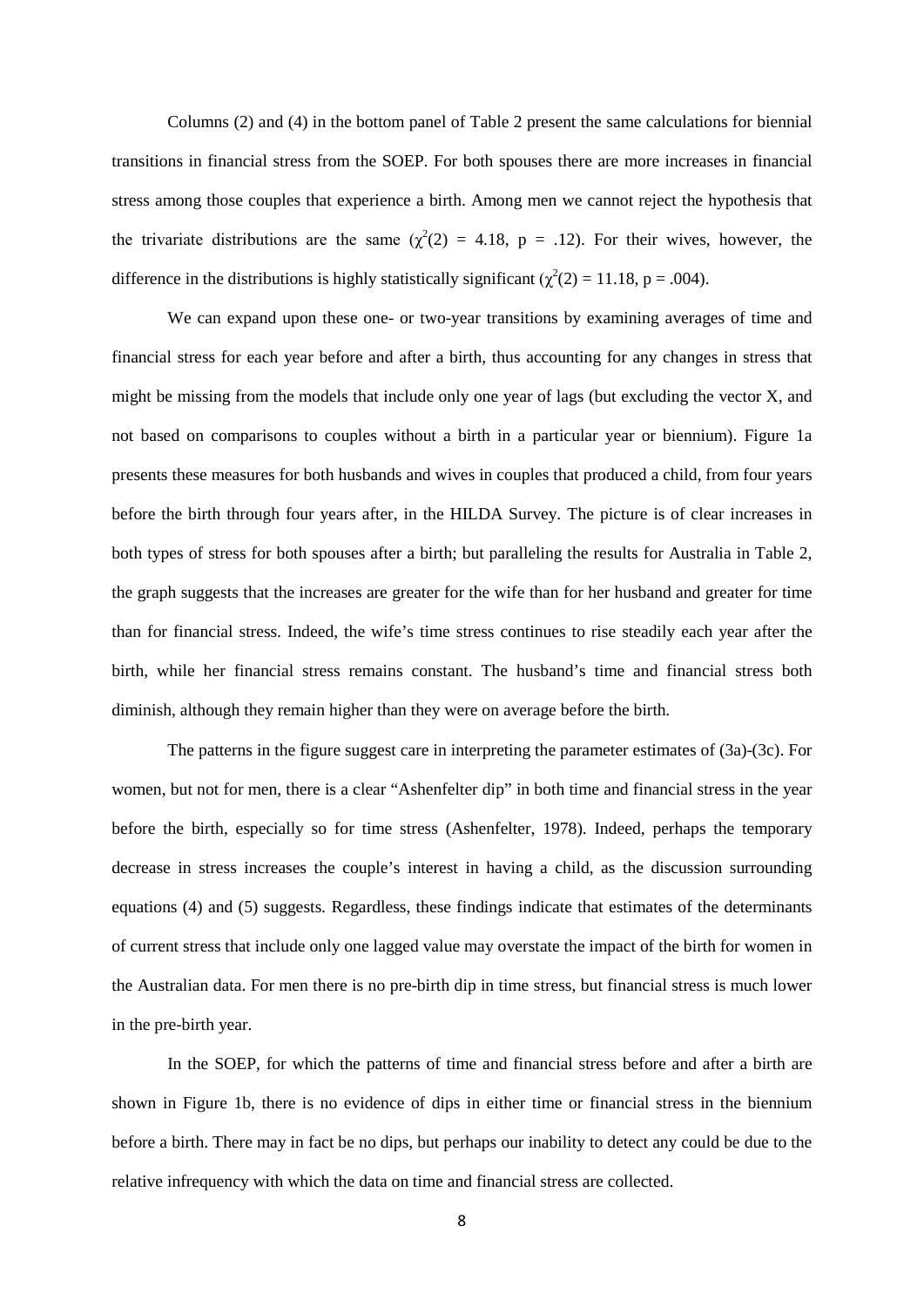Columns (2) and (4) in the bottom panel of Table 2 present the same calculations for biennial transitions in financial stress from the SOEP. For both spouses there are more increases in financial stress among those couples that experience a birth. Among men we cannot reject the hypothesis that the trivariate distributions are the same ($\chi^2(2)$ = 4.18, p = .12). For their wives, however, the difference in the distributions is highly statistically significant ($\chi^2(2)$ = 11.18, p = .004).

We can expand upon these one- or two-year transitions by examining averages of time and financial stress for each year before and after a birth, thus accounting for any changes in stress that might be missing from the models that include only one year of lags (but excluding the vector X, and not based on comparisons to couples without a birth in a particular year or biennium). Figure 1a presents these measures for both husbands and wives in couples that produced a child, from four years before the birth through four years after, in the HILDA Survey. The picture is of clear increases in both types of stress for both spouses after a birth; but paralleling the results for Australia in Table 2, the graph suggests that the increases are greater for the wife than for her husband and greater for time than for financial stress. Indeed, the wife's time stress continues to rise steadily each year after the birth, while her financial stress remains constant. The husband's time and financial stress both diminish, although they remain higher than they were on average before the birth.

The patterns in the figure suggest care in interpreting the parameter estimates of (3a)-(3c). For women, but not for men, there is a clear "Ashenfelter dip" in both time and financial stress in the year before the birth, especially so for time stress (Ashenfelter, 1978). Indeed, perhaps the temporary decrease in stress increases the couple's interest in having a child, as the discussion surrounding equations (4) and (5) suggests. Regardless, these findings indicate that estimates of the determinants of current stress that include only one lagged value may overstate the impact of the birth for women in the Australian data. For men there is no pre-birth dip in time stress, but financial stress is much lower in the pre-birth year.

In the SOEP, for which the patterns of time and financial stress before and after a birth are shown in Figure 1b, there is no evidence of dips in either time or financial stress in the biennium before a birth. There may in fact be no dips, but perhaps our inability to detect any could be due to the relative infrequency with which the data on time and financial stress are collected.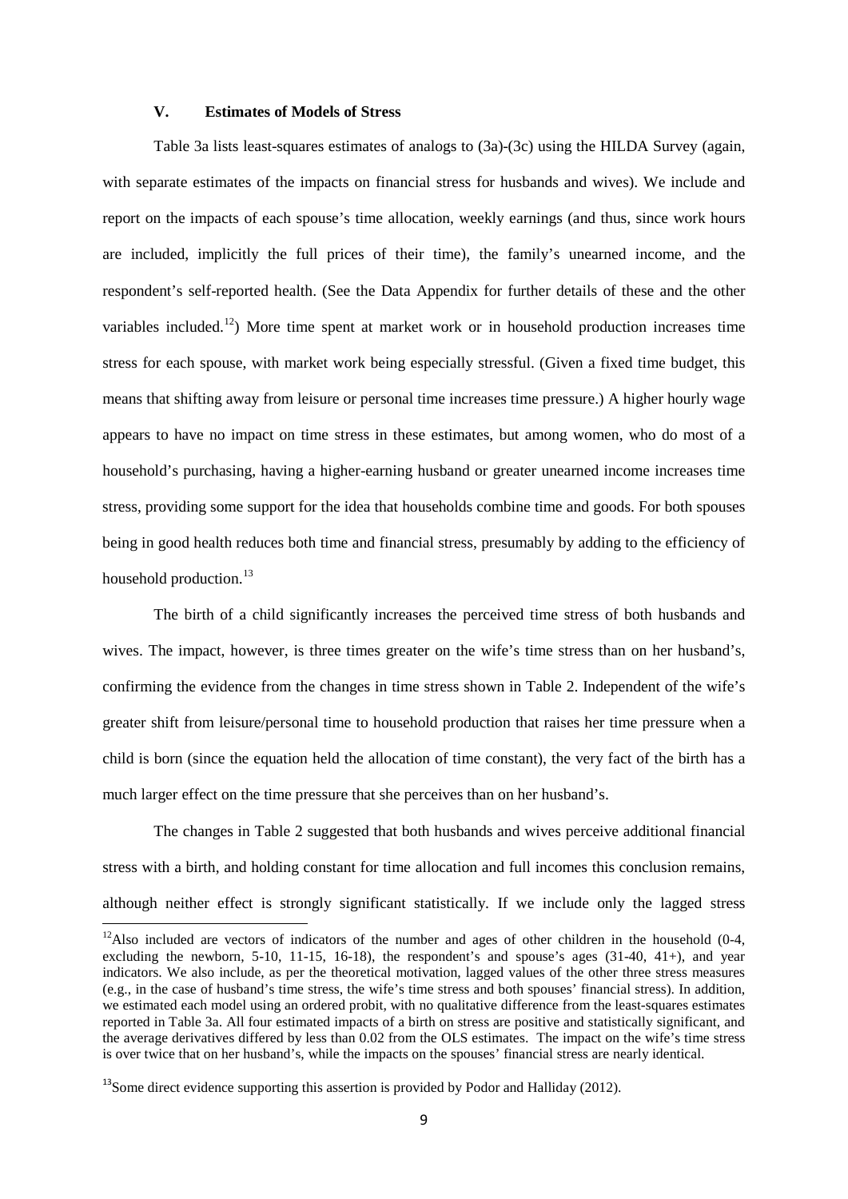## V. Estimates of Models of Stress

Table 3a lists least-squares estimates of analogs to (3a)-(3c) using the HILDA Survey (again, with separate estimates of the impacts on financial stress for husbands and wives). We include and report on the impacts of each spouse's time allocation, weekly earnings (and thus, since work hours are included, implicitly the full prices of their time), the family's unearned income, and the respondent's self-reported health. (See the Data Appendix for further details of these and the other variables included.[12]) More time spent at market work or in household production increases time stress for each spouse, with market work being especially stressful. (Given a fixed time budget, this means that shifting away from leisure or personal time increases time pressure.) A higher hourly wage appears to have no impact on time stress in these estimates, but among women, who do most of a household's purchasing, having a higher-earning husband or greater unearned income increases time stress, providing some support for the idea that households combine time and goods. For both spouses being in good health reduces both time and financial stress, presumably by adding to the efficiency of household production.[13]

The birth of a child significantly increases the perceived time stress of both husbands and wives. The impact, however, is three times greater on the wife's time stress than on her husband's, confirming the evidence from the changes in time stress shown in Table 2. Independent of the wife's greater shift from leisure/personal time to household production that raises her time pressure when a child is born (since the equation held the allocation of time constant), the very fact of the birth has a much larger effect on the time pressure that she perceives than on her husband's.

The changes in Table 2 suggested that both husbands and wives perceive additional financial stress with a birth, and holding constant for time allocation and full incomes this conclusion remains, although neither effect is strongly significant statistically. If we include only the lagged stress

[12]Also included are vectors of indicators of the number and ages of other children in the household (0-4, excluding the newborn, 5-10, 11-15, 16-18), the respondent's and spouse's ages (31-40, 41+), and year indicators. We also include, as per the theoretical motivation, lagged values of the other three stress measures (e.g., in the case of husband's time stress, the wife's time stress and both spouses' financial stress). In addition, we estimated each model using an ordered probit, with no qualitative difference from the least-squares estimates reported in Table 3a. All four estimated impacts of a birth on stress are positive and statistically significant, and the average derivatives differed by less than 0.02 from the OLS estimates. The impact on the wife's time stress is over twice that on her husband's, while the impacts on the spouses' financial stress are nearly identical.

[13]Some direct evidence supporting this assertion is provided by Podor and Halliday (2012).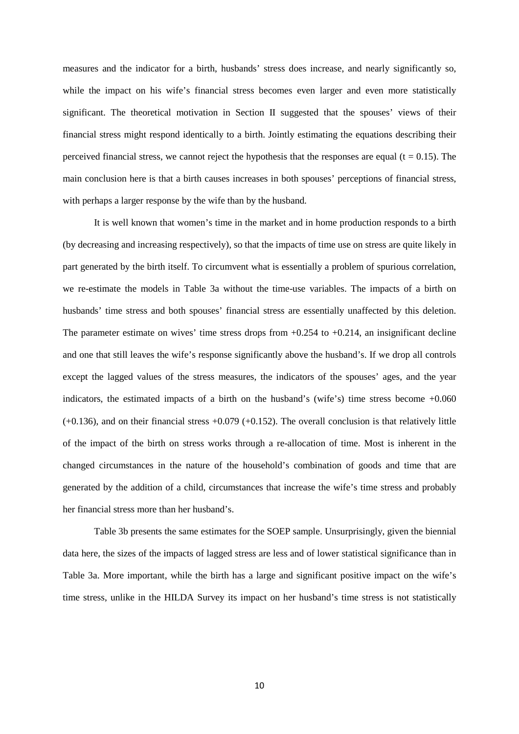measures and the indicator for a birth, husbands' stress does increase, and nearly significantly so, while the impact on his wife's financial stress becomes even larger and even more statistically significant. The theoretical motivation in Section II suggested that the spouses' views of their financial stress might respond identically to a birth. Jointly estimating the equations describing their perceived financial stress, we cannot reject the hypothesis that the responses are equal ($t = 0.15$). The main conclusion here is that a birth causes increases in both spouses' perceptions of financial stress, with perhaps a larger response by the wife than by the husband.

It is well known that women's time in the market and in home production responds to a birth (by decreasing and increasing respectively), so that the impacts of time use on stress are quite likely in part generated by the birth itself. To circumvent what is essentially a problem of spurious correlation, we re-estimate the models in Table 3a without the time-use variables. The impacts of a birth on husbands' time stress and both spouses' financial stress are essentially unaffected by this deletion. The parameter estimate on wives' time stress drops from +0.254 to +0.214, an insignificant decline and one that still leaves the wife's response significantly above the husband's. If we drop all controls except the lagged values of the stress measures, the indicators of the spouses' ages, and the year indicators, the estimated impacts of a birth on the husband's (wife's) time stress become +0.060 (+0.136), and on their financial stress +0.079 (+0.152). The overall conclusion is that relatively little of the impact of the birth on stress works through a re-allocation of time. Most is inherent in the changed circumstances in the nature of the household's combination of goods and time that are generated by the addition of a child, circumstances that increase the wife's time stress and probably her financial stress more than her husband's.

Table 3b presents the same estimates for the SOEP sample. Unsurprisingly, given the biennial data here, the sizes of the impacts of lagged stress are less and of lower statistical significance than in Table 3a. More important, while the birth has a large and significant positive impact on the wife's time stress, unlike in the HILDA Survey its impact on her husband's time stress is not statistically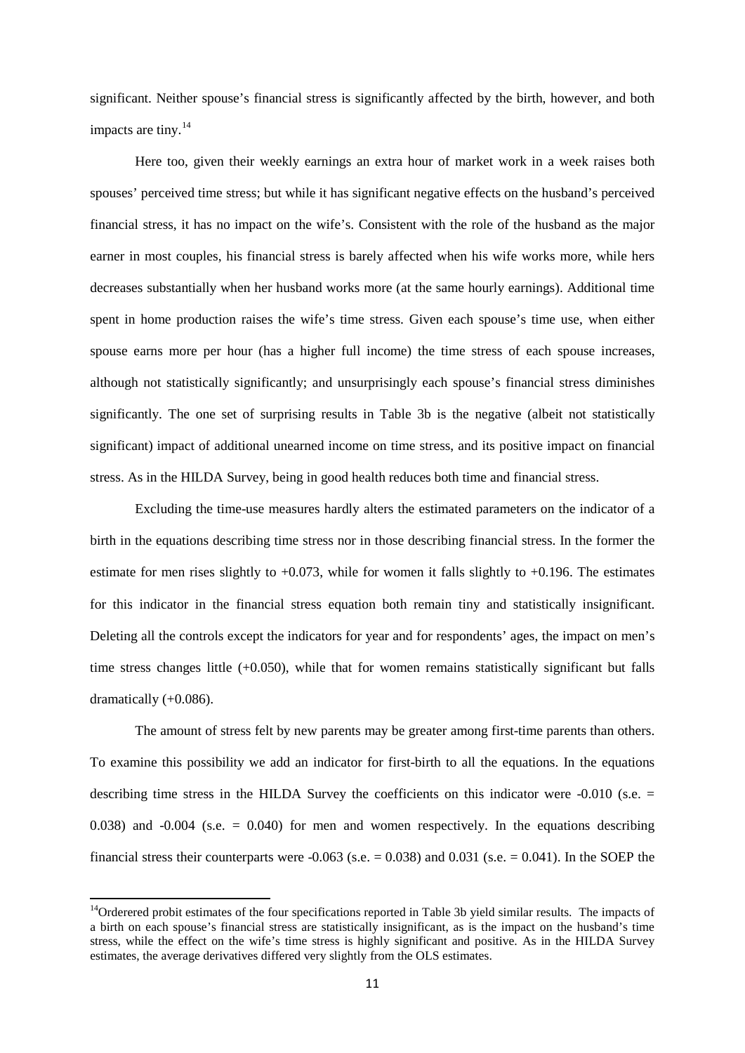significant. Neither spouse's financial stress is significantly affected by the birth, however, and both impacts are tiny.[14]

Here too, given their weekly earnings an extra hour of market work in a week raises both spouses' perceived time stress; but while it has significant negative effects on the husband's perceived financial stress, it has no impact on the wife's. Consistent with the role of the husband as the major earner in most couples, his financial stress is barely affected when his wife works more, while hers decreases substantially when her husband works more (at the same hourly earnings). Additional time spent in home production raises the wife's time stress. Given each spouse's time use, when either spouse earns more per hour (has a higher full income) the time stress of each spouse increases, although not statistically significantly; and unsurprisingly each spouse's financial stress diminishes significantly. The one set of surprising results in Table 3b is the negative (albeit not statistically significant) impact of additional unearned income on time stress, and its positive impact on financial stress. As in the HILDA Survey, being in good health reduces both time and financial stress.

Excluding the time-use measures hardly alters the estimated parameters on the indicator of a birth in the equations describing time stress nor in those describing financial stress. In the former the estimate for men rises slightly to +0.073, while for women it falls slightly to +0.196. The estimates for this indicator in the financial stress equation both remain tiny and statistically insignificant. Deleting all the controls except the indicators for year and for respondents' ages, the impact on men's time stress changes little (+0.050), while that for women remains statistically significant but falls dramatically (+0.086).

The amount of stress felt by new parents may be greater among first-time parents than others. To examine this possibility we add an indicator for first-birth to all the equations. In the equations describing time stress in the HILDA Survey the coefficients on this indicator were -0.010 (s.e. = 0.038) and -0.004 (s.e. = 0.040) for men and women respectively. In the equations describing financial stress their counterparts were -0.063 (s.e. = 0.038) and 0.031 (s.e. = 0.041). In the SOEP the

[14] Orderered probit estimates of the four specifications reported in Table 3b yield similar results. The impacts of a birth on each spouse's financial stress are statistically insignificant, as is the impact on the husband's time stress, while the effect on the wife's time stress is highly significant and positive. As in the HILDA Survey estimates, the average derivatives differed very slightly from the OLS estimates.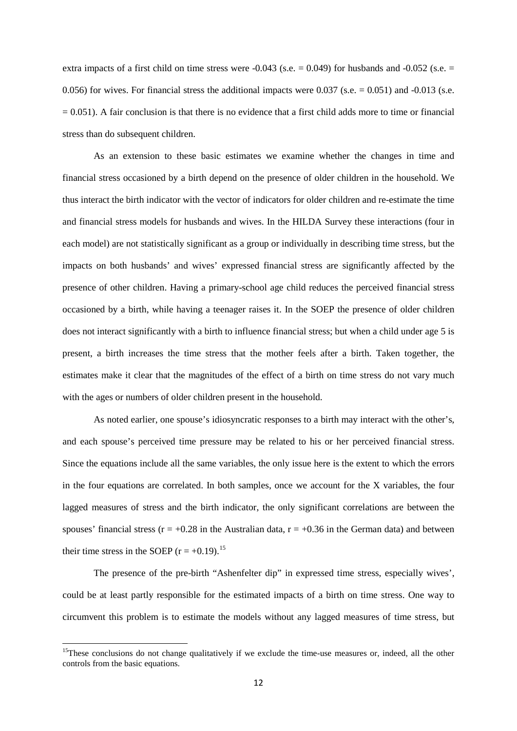extra impacts of a first child on time stress were -0.043 (s.e. = 0.049) for husbands and -0.052 (s.e. = 0.056) for wives. For financial stress the additional impacts were 0.037 (s.e. = 0.051) and -0.013 (s.e. = 0.051). A fair conclusion is that there is no evidence that a first child adds more to time or financial stress than do subsequent children.

As an extension to these basic estimates we examine whether the changes in time and financial stress occasioned by a birth depend on the presence of older children in the household. We thus interact the birth indicator with the vector of indicators for older children and re-estimate the time and financial stress models for husbands and wives. In the HILDA Survey these interactions (four in each model) are not statistically significant as a group or individually in describing time stress, but the impacts on both husbands' and wives' expressed financial stress are significantly affected by the presence of other children. Having a primary-school age child reduces the perceived financial stress occasioned by a birth, while having a teenager raises it. In the SOEP the presence of older children does not interact significantly with a birth to influence financial stress; but when a child under age 5 is present, a birth increases the time stress that the mother feels after a birth. Taken together, the estimates make it clear that the magnitudes of the effect of a birth on time stress do not vary much with the ages or numbers of older children present in the household.

As noted earlier, one spouse's idiosyncratic responses to a birth may interact with the other's, and each spouse's perceived time pressure may be related to his or her perceived financial stress. Since the equations include all the same variables, the only issue here is the extent to which the errors in the four equations are correlated. In both samples, once we account for the X variables, the four lagged measures of stress and the birth indicator, the only significant correlations are between the spouses' financial stress ($r = +0.28$ in the Australian data, $r = +0.36$ in the German data) and between their time stress in the SOEP ($r = +0.19$).[15]

The presence of the pre-birth "Ashenfelter dip" in expressed time stress, especially wives', could be at least partly responsible for the estimated impacts of a birth on time stress. One way to circumvent this problem is to estimate the models without any lagged measures of time stress, but

[15]These conclusions do not change qualitatively if we exclude the time-use measures or, indeed, all the other controls from the basic equations.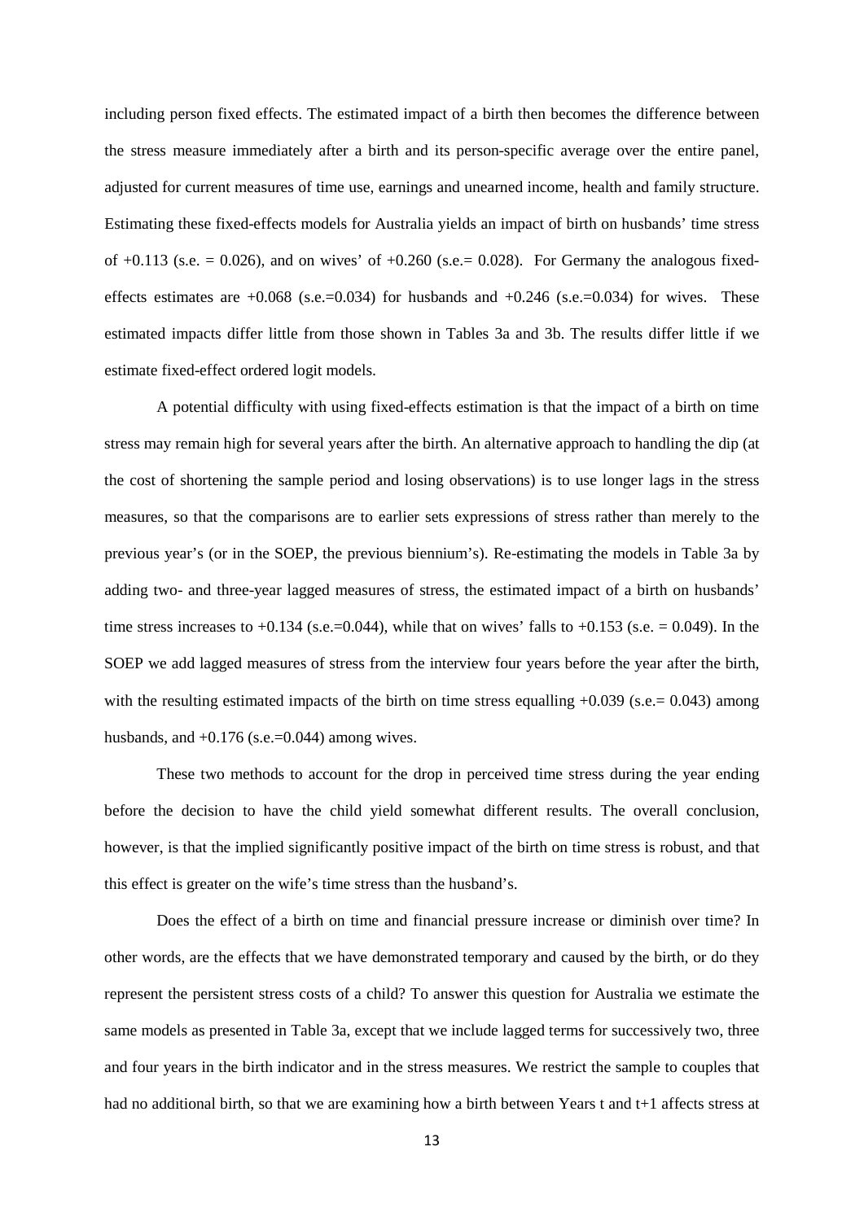including person fixed effects. The estimated impact of a birth then becomes the difference between the stress measure immediately after a birth and its person-specific average over the entire panel, adjusted for current measures of time use, earnings and unearned income, health and family structure. Estimating these fixed-effects models for Australia yields an impact of birth on husbands' time stress of +0.113 (s.e. = 0.026), and on wives' of +0.260 (s.e.= 0.028). For Germany the analogous fixed-effects estimates are +0.068 (s.e.=0.034) for husbands and +0.246 (s.e.=0.034) for wives. These estimated impacts differ little from those shown in Tables 3a and 3b. The results differ little if we estimate fixed-effect ordered logit models.

A potential difficulty with using fixed-effects estimation is that the impact of a birth on time stress may remain high for several years after the birth. An alternative approach to handling the dip (at the cost of shortening the sample period and losing observations) is to use longer lags in the stress measures, so that the comparisons are to earlier sets expressions of stress rather than merely to the previous year's (or in the SOEP, the previous biennium's). Re-estimating the models in Table 3a by adding two- and three-year lagged measures of stress, the estimated impact of a birth on husbands' time stress increases to +0.134 (s.e.=0.044), while that on wives' falls to +0.153 (s.e. = 0.049). In the SOEP we add lagged measures of stress from the interview four years before the year after the birth, with the resulting estimated impacts of the birth on time stress equalling +0.039 (s.e.= 0.043) among husbands, and +0.176 (s.e.=0.044) among wives.

These two methods to account for the drop in perceived time stress during the year ending before the decision to have the child yield somewhat different results. The overall conclusion, however, is that the implied significantly positive impact of the birth on time stress is robust, and that this effect is greater on the wife's time stress than the husband's.

Does the effect of a birth on time and financial pressure increase or diminish over time? In other words, are the effects that we have demonstrated temporary and caused by the birth, or do they represent the persistent stress costs of a child? To answer this question for Australia we estimate the same models as presented in Table 3a, except that we include lagged terms for successively two, three and four years in the birth indicator and in the stress measures. We restrict the sample to couples that had no additional birth, so that we are examining how a birth between Years t and t+1 affects stress at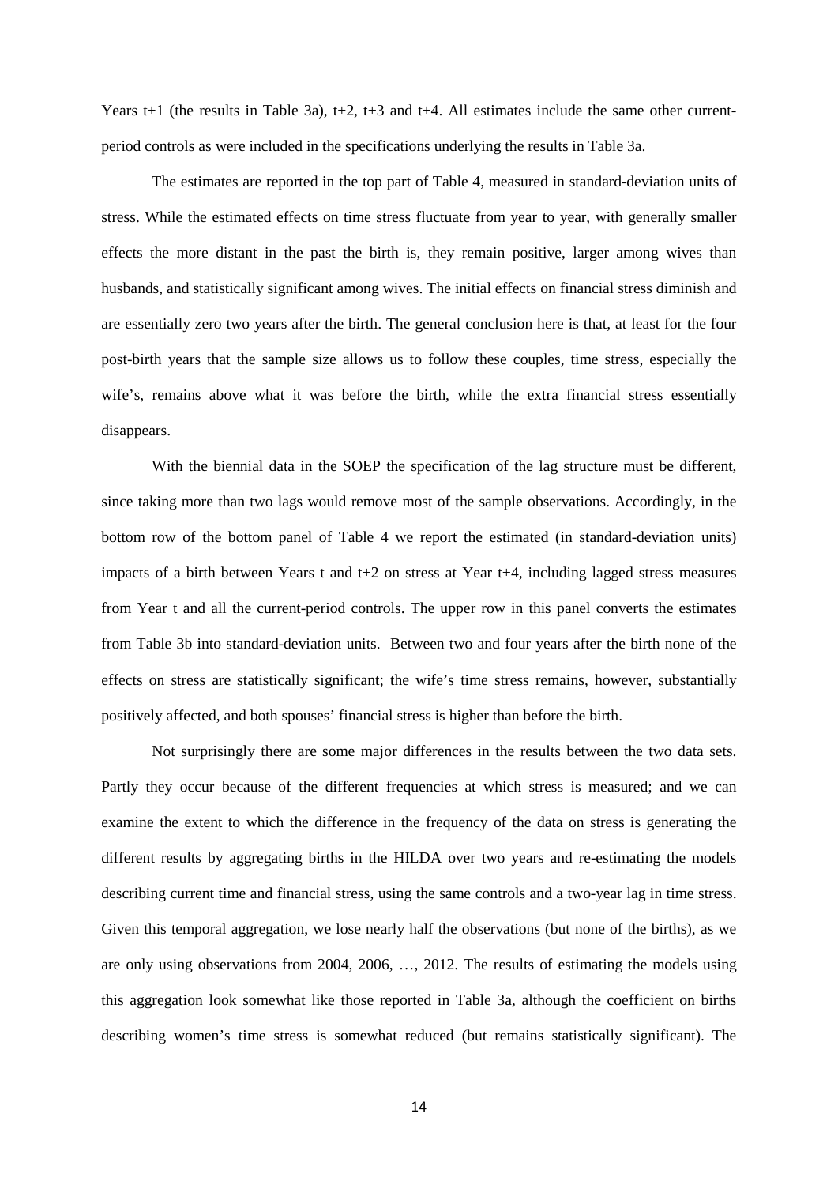Years t+1 (the results in Table 3a), t+2, t+3 and t+4. All estimates include the same other current-period controls as were included in the specifications underlying the results in Table 3a.

The estimates are reported in the top part of Table 4, measured in standard-deviation units of stress. While the estimated effects on time stress fluctuate from year to year, with generally smaller effects the more distant in the past the birth is, they remain positive, larger among wives than husbands, and statistically significant among wives. The initial effects on financial stress diminish and are essentially zero two years after the birth. The general conclusion here is that, at least for the four post-birth years that the sample size allows us to follow these couples, time stress, especially the wife's, remains above what it was before the birth, while the extra financial stress essentially disappears.

With the biennial data in the SOEP the specification of the lag structure must be different, since taking more than two lags would remove most of the sample observations. Accordingly, in the bottom row of the bottom panel of Table 4 we report the estimated (in standard-deviation units) impacts of a birth between Years t and t+2 on stress at Year t+4, including lagged stress measures from Year t and all the current-period controls. The upper row in this panel converts the estimates from Table 3b into standard-deviation units. Between two and four years after the birth none of the effects on stress are statistically significant; the wife's time stress remains, however, substantially positively affected, and both spouses' financial stress is higher than before the birth.

Not surprisingly there are some major differences in the results between the two data sets. Partly they occur because of the different frequencies at which stress is measured; and we can examine the extent to which the difference in the frequency of the data on stress is generating the different results by aggregating births in the HILDA over two years and re-estimating the models describing current time and financial stress, using the same controls and a two-year lag in time stress. Given this temporal aggregation, we lose nearly half the observations (but none of the births), as we are only using observations from 2004, 2006, …, 2012. The results of estimating the models using this aggregation look somewhat like those reported in Table 3a, although the coefficient on births describing women's time stress is somewhat reduced (but remains statistically significant). The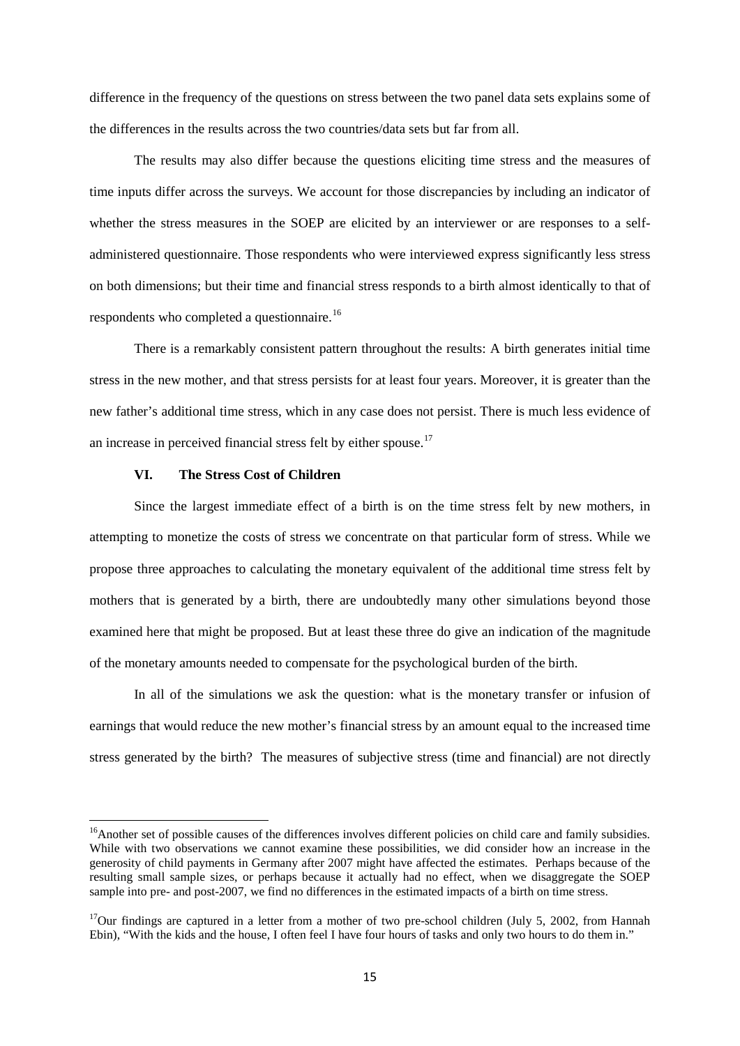difference in the frequency of the questions on stress between the two panel data sets explains some of the differences in the results across the two countries/data sets but far from all.

The results may also differ because the questions eliciting time stress and the measures of time inputs differ across the surveys. We account for those discrepancies by including an indicator of whether the stress measures in the SOEP are elicited by an interviewer or are responses to a self-administered questionnaire. Those respondents who were interviewed express significantly less stress on both dimensions; but their time and financial stress responds to a birth almost identically to that of respondents who completed a questionnaire.[16]

There is a remarkably consistent pattern throughout the results: A birth generates initial time stress in the new mother, and that stress persists for at least four years. Moreover, it is greater than the new father's additional time stress, which in any case does not persist. There is much less evidence of an increase in perceived financial stress felt by either spouse.[17]

## VI. The Stress Cost of Children

Since the largest immediate effect of a birth is on the time stress felt by new mothers, in attempting to monetize the costs of stress we concentrate on that particular form of stress. While we propose three approaches to calculating the monetary equivalent of the additional time stress felt by mothers that is generated by a birth, there are undoubtedly many other simulations beyond those examined here that might be proposed. But at least these three do give an indication of the magnitude of the monetary amounts needed to compensate for the psychological burden of the birth.

In all of the simulations we ask the question: what is the monetary transfer or infusion of earnings that would reduce the new mother's financial stress by an amount equal to the increased time stress generated by the birth? The measures of subjective stress (time and financial) are not directly

---

[16] Another set of possible causes of the differences involves different policies on child care and family subsidies. While with two observations we cannot examine these possibilities, we did consider how an increase in the generosity of child payments in Germany after 2007 might have affected the estimates. Perhaps because of the resulting small sample sizes, or perhaps because it actually had no effect, when we disaggregate the SOEP sample into pre- and post-2007, we find no differences in the estimated impacts of a birth on time stress.

[17] Our findings are captured in a letter from a mother of two pre-school children (July 5, 2002, from Hannah Ebin), "With the kids and the house, I often feel I have four hours of tasks and only two hours to do them in."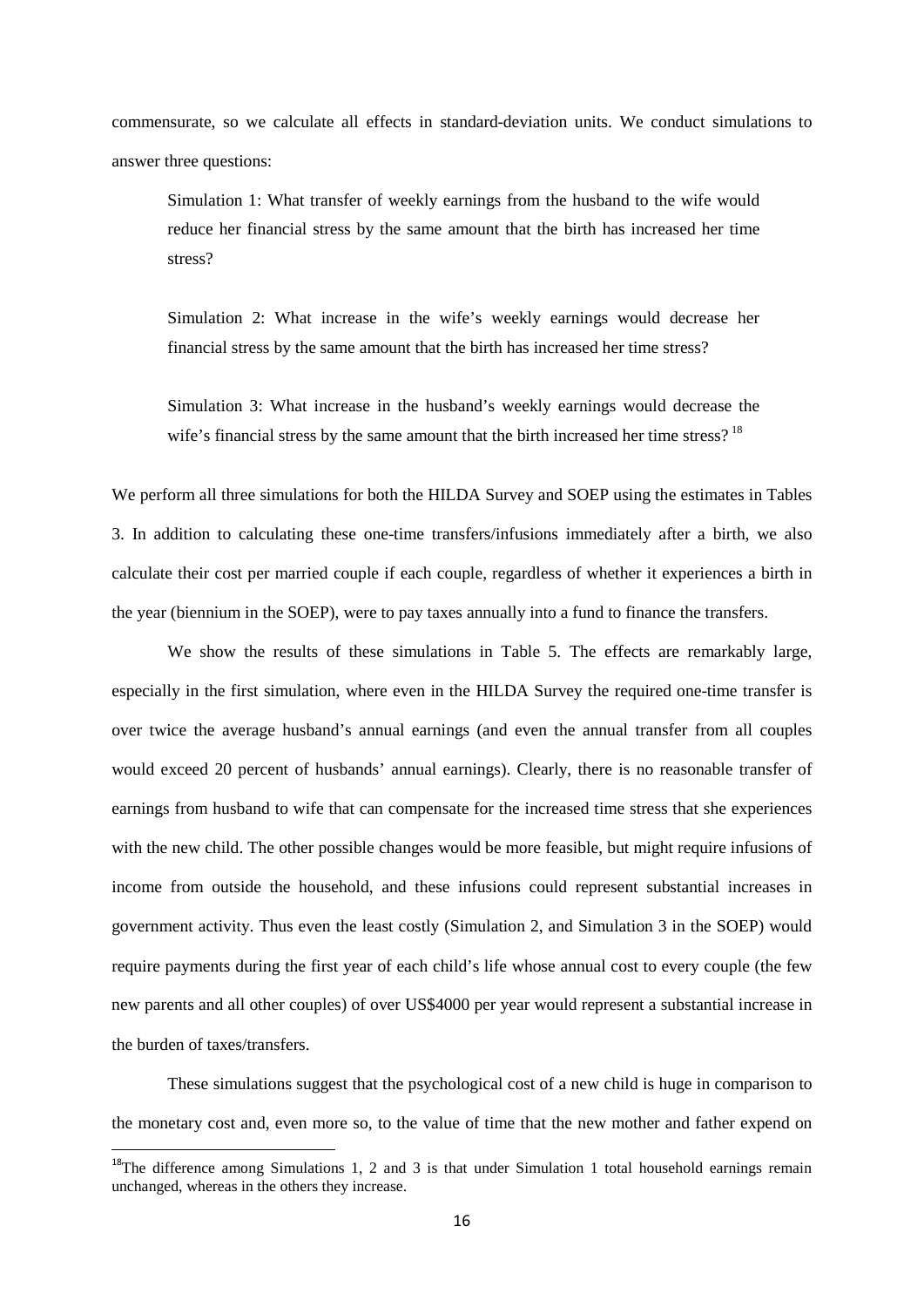commensurate, so we calculate all effects in standard-deviation units. We conduct simulations to answer three questions:

> Simulation 1: What transfer of weekly earnings from the husband to the wife would reduce her financial stress by the same amount that the birth has increased her time stress?
>
> Simulation 2: What increase in the wife's weekly earnings would decrease her financial stress by the same amount that the birth has increased her time stress?
>
> Simulation 3: What increase in the husband's weekly earnings would decrease the wife's financial stress by the same amount that the birth increased her time stress? [18]

We perform all three simulations for both the HILDA Survey and SOEP using the estimates in Tables 3. In addition to calculating these one-time transfers/infusions immediately after a birth, we also calculate their cost per married couple if each couple, regardless of whether it experiences a birth in the year (biennium in the SOEP), were to pay taxes annually into a fund to finance the transfers.

We show the results of these simulations in Table 5. The effects are remarkably large, especially in the first simulation, where even in the HILDA Survey the required one-time transfer is over twice the average husband's annual earnings (and even the annual transfer from all couples would exceed 20 percent of husbands' annual earnings). Clearly, there is no reasonable transfer of earnings from husband to wife that can compensate for the increased time stress that she experiences with the new child. The other possible changes would be more feasible, but might require infusions of income from outside the household, and these infusions could represent substantial increases in government activity. Thus even the least costly (Simulation 2, and Simulation 3 in the SOEP) would require payments during the first year of each child's life whose annual cost to every couple (the few new parents and all other couples) of over US$4000 per year would represent a substantial increase in the burden of taxes/transfers.

These simulations suggest that the psychological cost of a new child is huge in comparison to the monetary cost and, even more so, to the value of time that the new mother and father expend on

---

[18] The difference among Simulations 1, 2 and 3 is that under Simulation 1 total household earnings remain unchanged, whereas in the others they increase.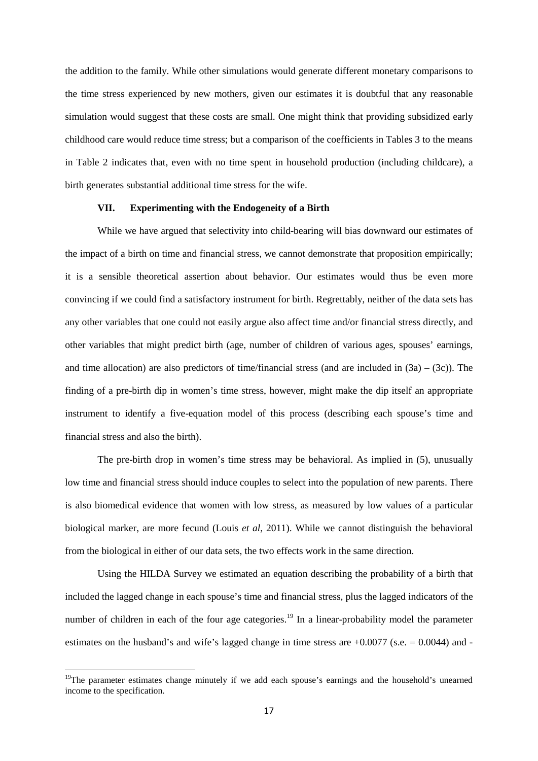the addition to the family. While other simulations would generate different monetary comparisons to the time stress experienced by new mothers, given our estimates it is doubtful that any reasonable simulation would suggest that these costs are small. One might think that providing subsidized early childhood care would reduce time stress; but a comparison of the coefficients in Tables 3 to the means in Table 2 indicates that, even with no time spent in household production (including childcare), a birth generates substantial additional time stress for the wife.

## VII. Experimenting with the Endogeneity of a Birth

While we have argued that selectivity into child-bearing will bias downward our estimates of the impact of a birth on time and financial stress, we cannot demonstrate that proposition empirically; it is a sensible theoretical assertion about behavior. Our estimates would thus be even more convincing if we could find a satisfactory instrument for birth. Regrettably, neither of the data sets has any other variables that one could not easily argue also affect time and/or financial stress directly, and other variables that might predict birth (age, number of children of various ages, spouses' earnings, and time allocation) are also predictors of time/financial stress (and are included in (3a) – (3c)). The finding of a pre-birth dip in women's time stress, however, might make the dip itself an appropriate instrument to identify a five-equation model of this process (describing each spouse's time and financial stress and also the birth).

The pre-birth drop in women's time stress may be behavioral. As implied in (5), unusually low time and financial stress should induce couples to select into the population of new parents. There is also biomedical evidence that women with low stress, as measured by low values of a particular biological marker, are more fecund (Louis *et al*, 2011). While we cannot distinguish the behavioral from the biological in either of our data sets, the two effects work in the same direction.

Using the HILDA Survey we estimated an equation describing the probability of a birth that included the lagged change in each spouse's time and financial stress, plus the lagged indicators of the number of children in each of the four age categories.[19] In a linear-probability model the parameter estimates on the husband's and wife's lagged change in time stress are +0.0077 (s.e. = 0.0044) and -

[19]The parameter estimates change minutely if we add each spouse's earnings and the household's unearned income to the specification.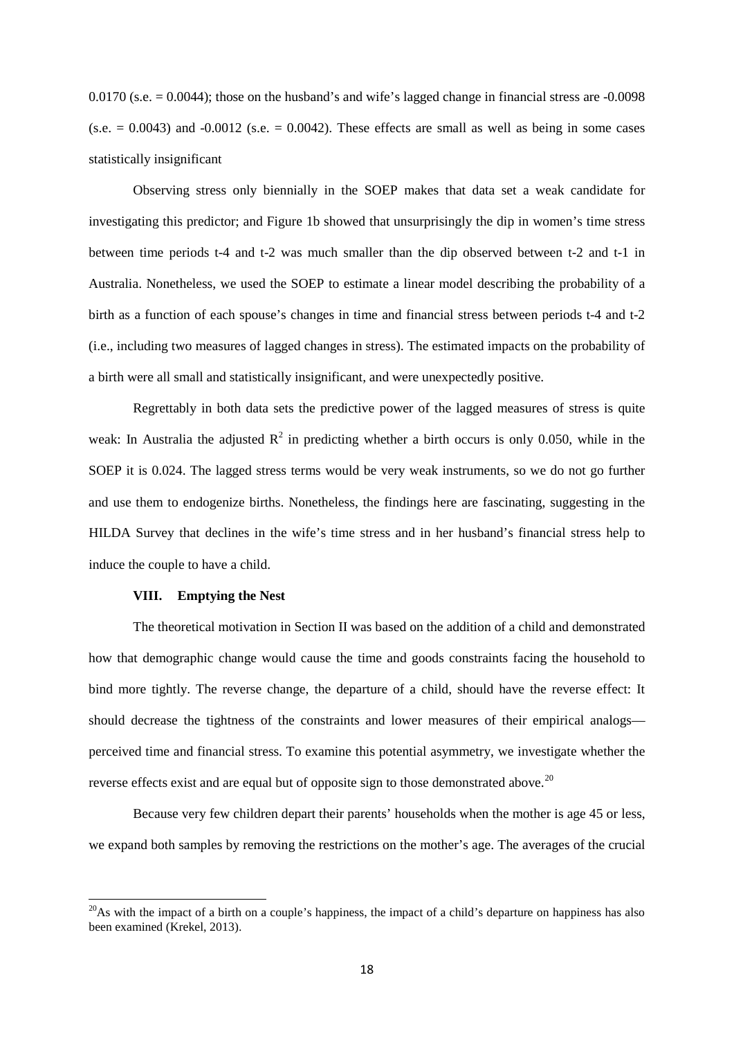0.0170 (s.e. = 0.0044); those on the husband's and wife's lagged change in financial stress are -0.0098 (s.e. = 0.0043) and -0.0012 (s.e. = 0.0042). These effects are small as well as being in some cases statistically insignificant

Observing stress only biennially in the SOEP makes that data set a weak candidate for investigating this predictor; and Figure 1b showed that unsurprisingly the dip in women's time stress between time periods t-4 and t-2 was much smaller than the dip observed between t-2 and t-1 in Australia. Nonetheless, we used the SOEP to estimate a linear model describing the probability of a birth as a function of each spouse's changes in time and financial stress between periods t-4 and t-2 (i.e., including two measures of lagged changes in stress). The estimated impacts on the probability of a birth were all small and statistically insignificant, and were unexpectedly positive.

Regrettably in both data sets the predictive power of the lagged measures of stress is quite weak: In Australia the adjusted $R^2$ in predicting whether a birth occurs is only 0.050, while in the SOEP it is 0.024. The lagged stress terms would be very weak instruments, so we do not go further and use them to endogenize births. Nonetheless, the findings here are fascinating, suggesting in the HILDA Survey that declines in the wife's time stress and in her husband's financial stress help to induce the couple to have a child.

## VIII. Emptying the Nest

The theoretical motivation in Section II was based on the addition of a child and demonstrated how that demographic change would cause the time and goods constraints facing the household to bind more tightly. The reverse change, the departure of a child, should have the reverse effect: It should decrease the tightness of the constraints and lower measures of their empirical analogs—perceived time and financial stress. To examine this potential asymmetry, we investigate whether the reverse effects exist and are equal but of opposite sign to those demonstrated above.[20]

Because very few children depart their parents' households when the mother is age 45 or less, we expand both samples by removing the restrictions on the mother's age. The averages of the crucial

[20] As with the impact of a birth on a couple's happiness, the impact of a child's departure on happiness has also been examined (Krekel, 2013).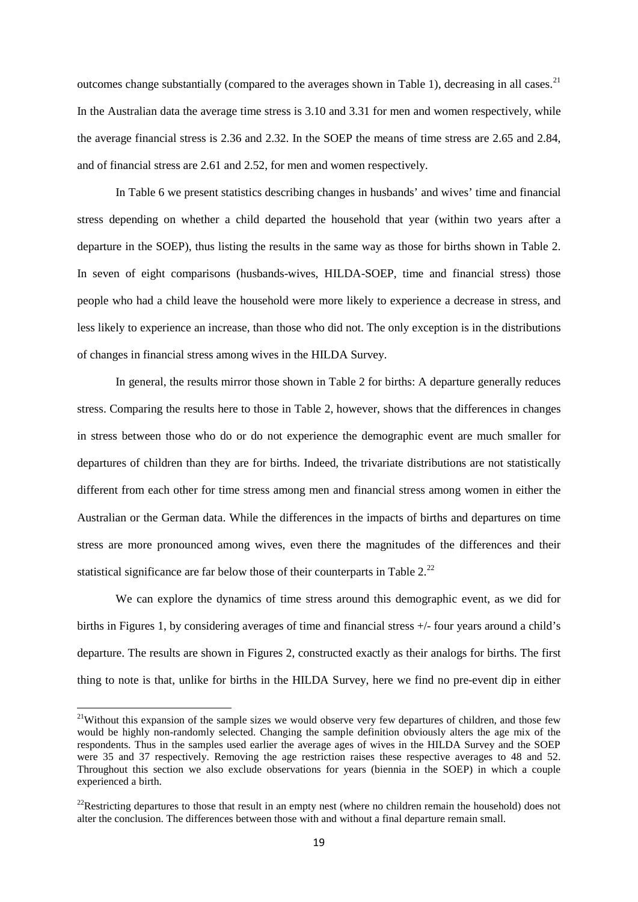outcomes change substantially (compared to the averages shown in Table 1), decreasing in all cases.[21] In the Australian data the average time stress is 3.10 and 3.31 for men and women respectively, while the average financial stress is 2.36 and 2.32. In the SOEP the means of time stress are 2.65 and 2.84, and of financial stress are 2.61 and 2.52, for men and women respectively.

In Table 6 we present statistics describing changes in husbands' and wives' time and financial stress depending on whether a child departed the household that year (within two years after a departure in the SOEP), thus listing the results in the same way as those for births shown in Table 2. In seven of eight comparisons (husbands-wives, HILDA-SOEP, time and financial stress) those people who had a child leave the household were more likely to experience a decrease in stress, and less likely to experience an increase, than those who did not. The only exception is in the distributions of changes in financial stress among wives in the HILDA Survey.

In general, the results mirror those shown in Table 2 for births: A departure generally reduces stress. Comparing the results here to those in Table 2, however, shows that the differences in changes in stress between those who do or do not experience the demographic event are much smaller for departures of children than they are for births. Indeed, the trivariate distributions are not statistically different from each other for time stress among men and financial stress among women in either the Australian or the German data. While the differences in the impacts of births and departures on time stress are more pronounced among wives, even there the magnitudes of the differences and their statistical significance are far below those of their counterparts in Table 2.[22]

We can explore the dynamics of time stress around this demographic event, as we did for births in Figures 1, by considering averages of time and financial stress +/- four years around a child's departure. The results are shown in Figures 2, constructed exactly as their analogs for births. The first thing to note is that, unlike for births in the HILDA Survey, here we find no pre-event dip in either

[21] Without this expansion of the sample sizes we would observe very few departures of children, and those few would be highly non-randomly selected. Changing the sample definition obviously alters the age mix of the respondents. Thus in the samples used earlier the average ages of wives in the HILDA Survey and the SOEP were 35 and 37 respectively. Removing the age restriction raises these respective averages to 48 and 52. Throughout this section we also exclude observations for years (biennia in the SOEP) in which a couple experienced a birth.

[22] Restricting departures to those that result in an empty nest (where no children remain the household) does not alter the conclusion. The differences between those with and without a final departure remain small.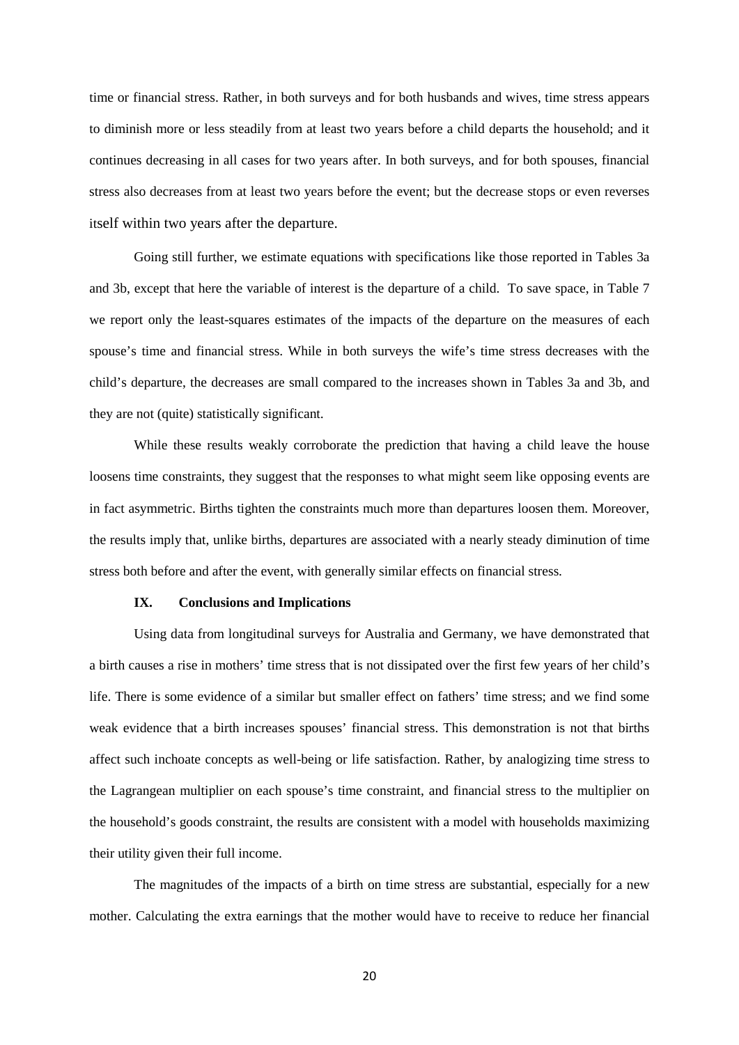time or financial stress. Rather, in both surveys and for both husbands and wives, time stress appears to diminish more or less steadily from at least two years before a child departs the household; and it continues decreasing in all cases for two years after. In both surveys, and for both spouses, financial stress also decreases from at least two years before the event; but the decrease stops or even reverses itself within two years after the departure.

Going still further, we estimate equations with specifications like those reported in Tables 3a and 3b, except that here the variable of interest is the departure of a child. To save space, in Table 7 we report only the least-squares estimates of the impacts of the departure on the measures of each spouse's time and financial stress. While in both surveys the wife's time stress decreases with the child's departure, the decreases are small compared to the increases shown in Tables 3a and 3b, and they are not (quite) statistically significant.

While these results weakly corroborate the prediction that having a child leave the house loosens time constraints, they suggest that the responses to what might seem like opposing events are in fact asymmetric. Births tighten the constraints much more than departures loosen them. Moreover, the results imply that, unlike births, departures are associated with a nearly steady diminution of time stress both before and after the event, with generally similar effects on financial stress.

## IX. Conclusions and Implications

Using data from longitudinal surveys for Australia and Germany, we have demonstrated that a birth causes a rise in mothers' time stress that is not dissipated over the first few years of her child's life. There is some evidence of a similar but smaller effect on fathers' time stress; and we find some weak evidence that a birth increases spouses' financial stress. This demonstration is not that births affect such inchoate concepts as well-being or life satisfaction. Rather, by analogizing time stress to the Lagrangean multiplier on each spouse's time constraint, and financial stress to the multiplier on the household's goods constraint, the results are consistent with a model with households maximizing their utility given their full income.

The magnitudes of the impacts of a birth on time stress are substantial, especially for a new mother. Calculating the extra earnings that the mother would have to receive to reduce her financial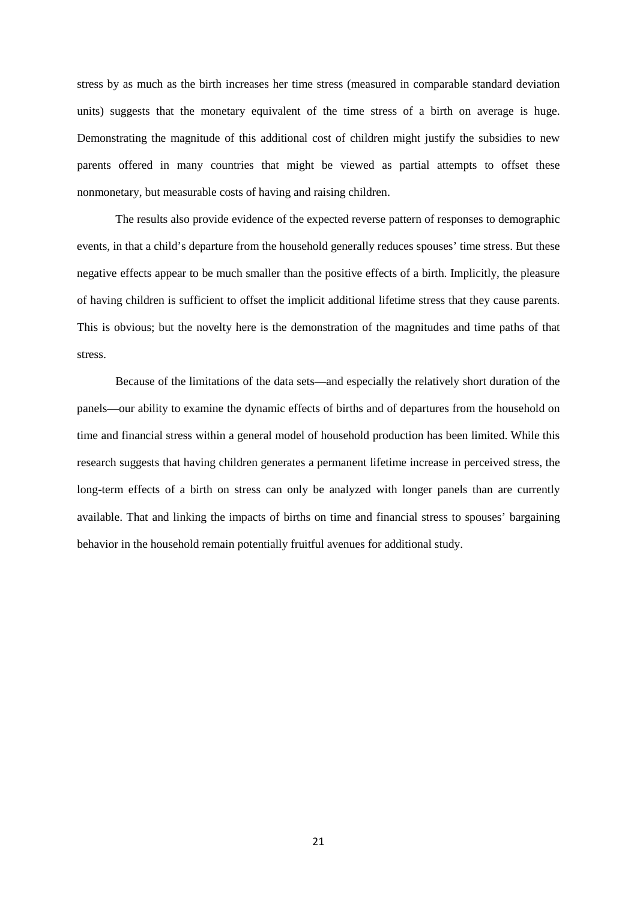stress by as much as the birth increases her time stress (measured in comparable standard deviation units) suggests that the monetary equivalent of the time stress of a birth on average is huge. Demonstrating the magnitude of this additional cost of children might justify the subsidies to new parents offered in many countries that might be viewed as partial attempts to offset these nonmonetary, but measurable costs of having and raising children.

The results also provide evidence of the expected reverse pattern of responses to demographic events, in that a child's departure from the household generally reduces spouses' time stress. But these negative effects appear to be much smaller than the positive effects of a birth. Implicitly, the pleasure of having children is sufficient to offset the implicit additional lifetime stress that they cause parents. This is obvious; but the novelty here is the demonstration of the magnitudes and time paths of that stress.

Because of the limitations of the data sets—and especially the relatively short duration of the panels—our ability to examine the dynamic effects of births and of departures from the household on time and financial stress within a general model of household production has been limited. While this research suggests that having children generates a permanent lifetime increase in perceived stress, the long-term effects of a birth on stress can only be analyzed with longer panels than are currently available. That and linking the impacts of births on time and financial stress to spouses' bargaining behavior in the household remain potentially fruitful avenues for additional study.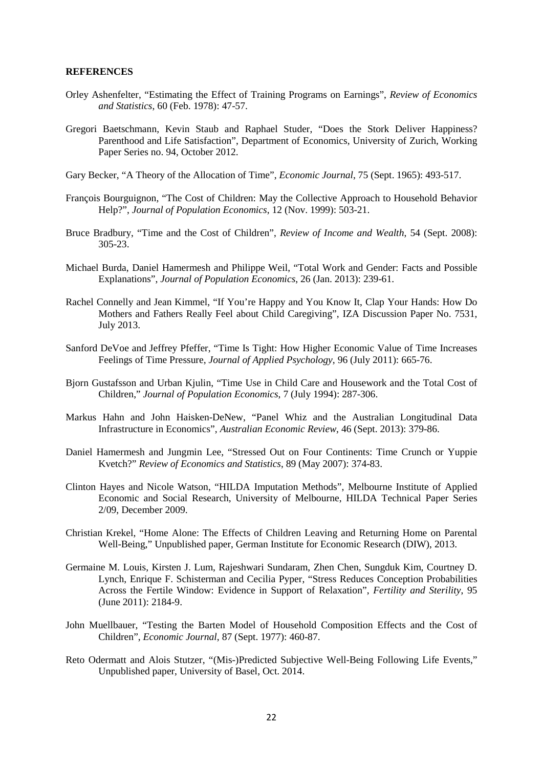**REFERENCES**

Orley Ashenfelter, "Estimating the Effect of Training Programs on Earnings", *Review of Economics and Statistics*, 60 (Feb. 1978): 47-57.

Gregori Baetschmann, Kevin Staub and Raphael Studer, "Does the Stork Deliver Happiness? Parenthood and Life Satisfaction", Department of Economics, University of Zurich, Working Paper Series no. 94, October 2012.

Gary Becker, "A Theory of the Allocation of Time", *Economic Journal*, 75 (Sept. 1965): 493-517.

François Bourguignon, "The Cost of Children: May the Collective Approach to Household Behavior Help?", *Journal of Population Economics*, 12 (Nov. 1999): 503-21.

Bruce Bradbury, "Time and the Cost of Children", *Review of Income and Wealth*, 54 (Sept. 2008): 305-23.

Michael Burda, Daniel Hamermesh and Philippe Weil, "Total Work and Gender: Facts and Possible Explanations", *Journal of Population Economics*, 26 (Jan. 2013): 239-61.

Rachel Connelly and Jean Kimmel, "If You're Happy and You Know It, Clap Your Hands: How Do Mothers and Fathers Really Feel about Child Caregiving", IZA Discussion Paper No. 7531, July 2013.

Sanford DeVoe and Jeffrey Pfeffer, "Time Is Tight: How Higher Economic Value of Time Increases Feelings of Time Pressure, *Journal of Applied Psychology*, 96 (July 2011): 665-76.

Bjorn Gustafsson and Urban Kjulin, "Time Use in Child Care and Housework and the Total Cost of Children," *Journal of Population Economics*, 7 (July 1994): 287-306.

Markus Hahn and John Haisken-DeNew, "Panel Whiz and the Australian Longitudinal Data Infrastructure in Economics", *Australian Economic Review*, 46 (Sept. 2013): 379-86.

Daniel Hamermesh and Jungmin Lee, "Stressed Out on Four Continents: Time Crunch or Yuppie Kvetch?" *Review of Economics and Statistics*, 89 (May 2007): 374-83.

Clinton Hayes and Nicole Watson, "HILDA Imputation Methods", Melbourne Institute of Applied Economic and Social Research, University of Melbourne, HILDA Technical Paper Series 2/09, December 2009.

Christian Krekel, "Home Alone: The Effects of Children Leaving and Returning Home on Parental Well-Being," Unpublished paper, German Institute for Economic Research (DIW), 2013.

Germaine M. Louis, Kirsten J. Lum, Rajeshwari Sundaram, Zhen Chen, Sungduk Kim, Courtney D. Lynch, Enrique F. Schisterman and Cecilia Pyper, "Stress Reduces Conception Probabilities Across the Fertile Window: Evidence in Support of Relaxation", *Fertility and Sterility*, 95 (June 2011): 2184-9.

John Muellbauer, "Testing the Barten Model of Household Composition Effects and the Cost of Children", *Economic Journal*, 87 (Sept. 1977): 460-87.

Reto Odermatt and Alois Stutzer, "(Mis-)Predicted Subjective Well-Being Following Life Events," Unpublished paper, University of Basel, Oct. 2014.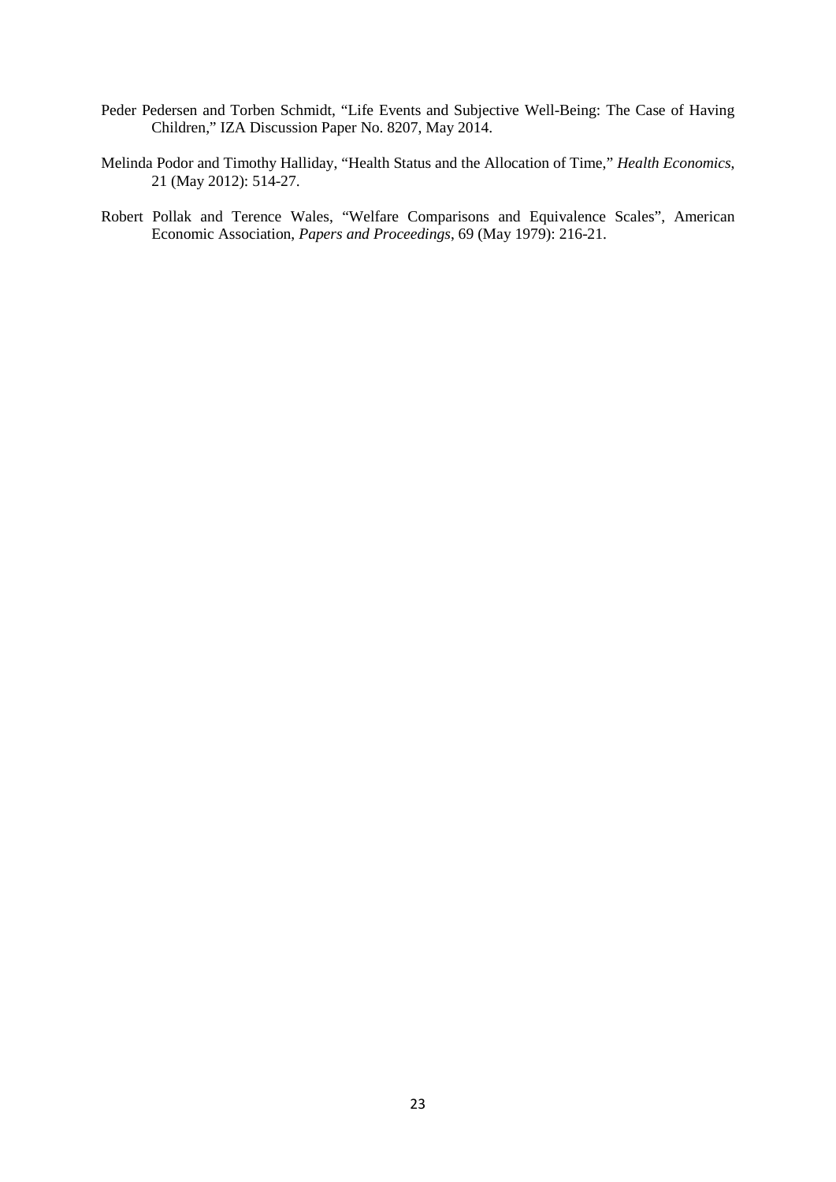Peder Pedersen and Torben Schmidt, "Life Events and Subjective Well-Being: The Case of Having Children," IZA Discussion Paper No. 8207, May 2014.

Melinda Podor and Timothy Halliday, "Health Status and the Allocation of Time," *Health Economics*, 21 (May 2012): 514-27.

Robert Pollak and Terence Wales, "Welfare Comparisons and Equivalence Scales", American Economic Association, *Papers and Proceedings*, 69 (May 1979): 216-21.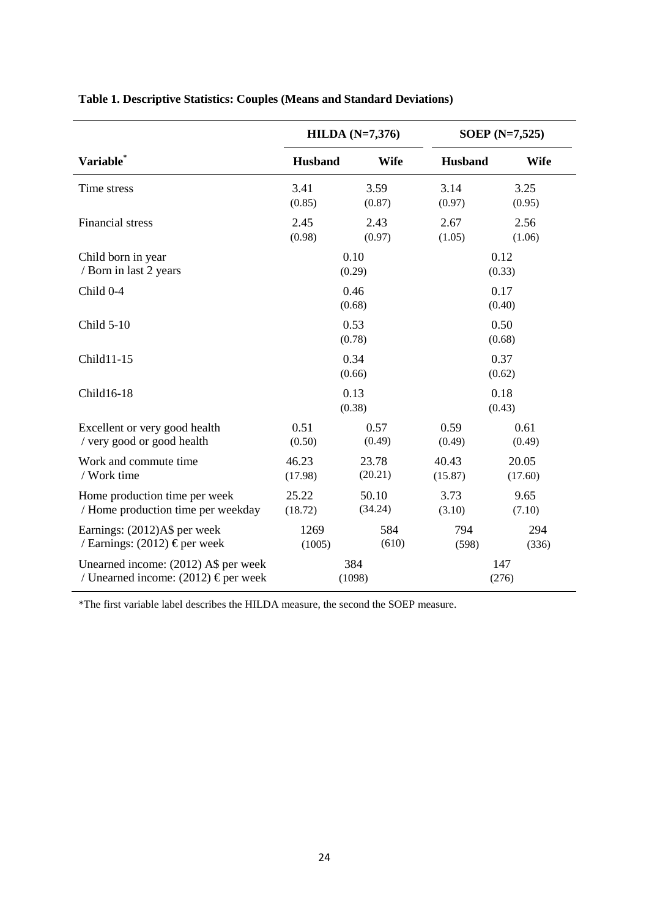**Table 1. Descriptive Statistics: Couples (Means and Standard Deviations)**

| | HILDA (N=7,376) | | SOEP (N=7,525) | |
|---|---|---|---|---|
| **Variable*** | **Husband** | **Wife** | **Husband** | **Wife** |
| Time stress | 3.41<br>(0.85) | 3.59<br>(0.87) | 3.14<br>(0.97) | 3.25<br>(0.95) |
| Financial stress | 2.45<br>(0.98) | 2.43<br>(0.97) | 2.67<br>(1.05) | 2.56<br>(1.06) |
| Child born in year<br>/ Born in last 2 years | 0.10<br>(0.29) | | 0.12<br>(0.33) | |
| Child 0-4 | 0.46<br>(0.68) | | 0.17<br>(0.40) | |
| Child 5-10 | 0.53<br>(0.78) | | 0.50<br>(0.68) | |
| Child11-15 | 0.34<br>(0.66) | | 0.37<br>(0.62) | |
| Child16-18 | 0.13<br>(0.38) | | 0.18<br>(0.43) | |
| Excellent or very good health<br>/ very good or good health | 0.51<br>(0.50) | 0.57<br>(0.49) | 0.59<br>(0.49) | 0.61<br>(0.49) |
| Work and commute time<br>/ Work time | 46.23<br>(17.98) | 23.78<br>(20.21) | 40.43<br>(15.87) | 20.05<br>(17.60) |
| Home production time per week<br>/ Home production time per weekday | 25.22<br>(18.72) | 50.10<br>(34.24) | 3.73<br>(3.10) | 9.65<br>(7.10) |
| Earnings: (2012)A$ per week<br>/ Earnings: (2012) € per week | 1269<br>(1005) | 584<br>(610) | 794<br>(598) | 294<br>(336) |
| Unearned income: (2012) A$ per week<br>/ Unearned income: (2012) € per week | 384<br>(1098) | | 147<br>(276) | |

*The first variable label describes the HILDA measure, the second the SOEP measure.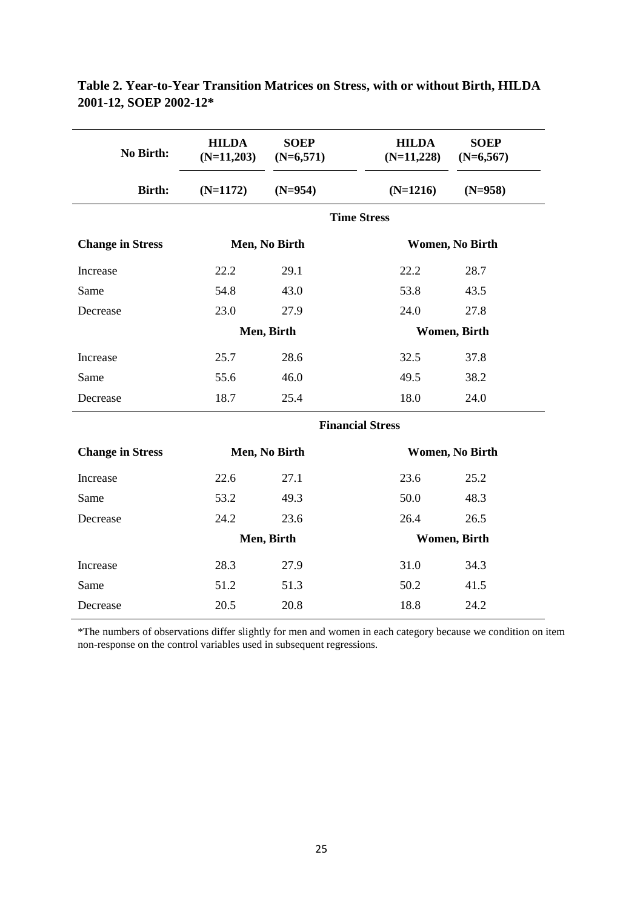**Table 2. Year-to-Year Transition Matrices on Stress, with or without Birth, HILDA 2001-12, SOEP 2002-12***

| **No Birth:** | **HILDA (N=11,203)** | **SOEP (N=6,571)** | **HILDA (N=11,228)** | **SOEP (N=6,567)** |
|---|---|---|---|---|
| **Birth:** | **(N=1172)** | **(N=954)** | **(N=1216)** | **(N=958)** |
| | | **Time Stress** | | |
| **Change in Stress** | **Men, No Birth** | | **Women, No Birth** | |
| Increase | 22.2 | 29.1 | 22.2 | 28.7 |
| Same | 54.8 | 43.0 | 53.8 | 43.5 |
| Decrease | 23.0 | 27.9 | 24.0 | 27.8 |
| | **Men, Birth** | | **Women, Birth** | |
| Increase | 25.7 | 28.6 | 32.5 | 37.8 |
| Same | 55.6 | 46.0 | 49.5 | 38.2 |
| Decrease | 18.7 | 25.4 | 18.0 | 24.0 |
| | | **Financial Stress** | | |
| **Change in Stress** | **Men, No Birth** | | **Women, No Birth** | |
| Increase | 22.6 | 27.1 | 23.6 | 25.2 |
| Same | 53.2 | 49.3 | 50.0 | 48.3 |
| Decrease | 24.2 | 23.6 | 26.4 | 26.5 |
| | **Men, Birth** | | **Women, Birth** | |
| Increase | 28.3 | 27.9 | 31.0 | 34.3 |
| Same | 51.2 | 51.3 | 50.2 | 41.5 |
| Decrease | 20.5 | 20.8 | 18.8 | 24.2 |

*The numbers of observations differ slightly for men and women in each category because we condition on item non-response on the control variables used in subsequent regressions.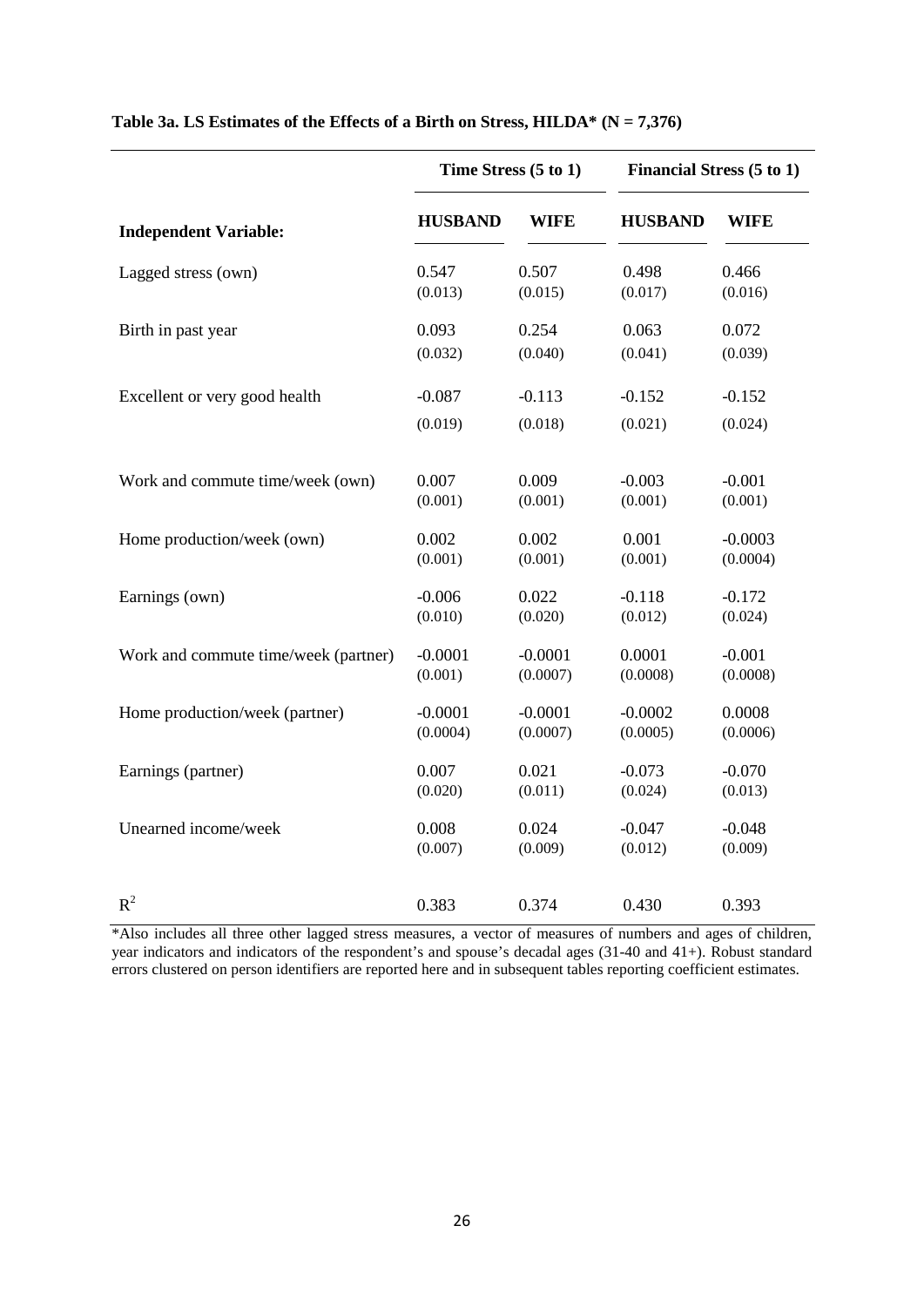**Table 3a. LS Estimates of the Effects of a Birth on Stress, HILDA* (N = 7,376)**

| | Time Stress (5 to 1) | | Financial Stress (5 to 1) | |
|---|---|---|---|---|
| **Independent Variable:** | **HUSBAND** | **WIFE** | **HUSBAND** | **WIFE** |
| Lagged stress (own) | 0.547<br>(0.013) | 0.507<br>(0.015) | 0.498<br>(0.017) | 0.466<br>(0.016) |
| Birth in past year | 0.093<br>(0.032) | 0.254<br>(0.040) | 0.063<br>(0.041) | 0.072<br>(0.039) |
| Excellent or very good health | -0.087<br>(0.019) | -0.113<br>(0.018) | -0.152<br>(0.021) | -0.152<br>(0.024) |
| Work and commute time/week (own) | 0.007<br>(0.001) | 0.009<br>(0.001) | -0.003<br>(0.001) | -0.001<br>(0.001) |
| Home production/week (own) | 0.002<br>(0.001) | 0.002<br>(0.001) | 0.001<br>(0.001) | -0.0003<br>(0.0004) |
| Earnings (own) | -0.006<br>(0.010) | 0.022<br>(0.020) | -0.118<br>(0.012) | -0.172<br>(0.024) |
| Work and commute time/week (partner) | -0.0001<br>(0.001) | -0.0001<br>(0.0007) | 0.0001<br>(0.0008) | -0.001<br>(0.0008) |
| Home production/week (partner) | -0.0001<br>(0.0004) | -0.0001<br>(0.0007) | -0.0002<br>(0.0005) | 0.0008<br>(0.0006) |
| Earnings (partner) | 0.007<br>(0.020) | 0.021<br>(0.011) | -0.073<br>(0.024) | -0.070<br>(0.013) |
| Unearned income/week | 0.008<br>(0.007) | 0.024<br>(0.009) | -0.047<br>(0.012) | -0.048<br>(0.009) |
| $R^2$ | 0.383 | 0.374 | 0.430 | 0.393 |

*Also includes all three other lagged stress measures, a vector of measures of numbers and ages of children, year indicators and indicators of the respondent's and spouse's decadal ages (31-40 and 41+). Robust standard errors clustered on person identifiers are reported here and in subsequent tables reporting coefficient estimates.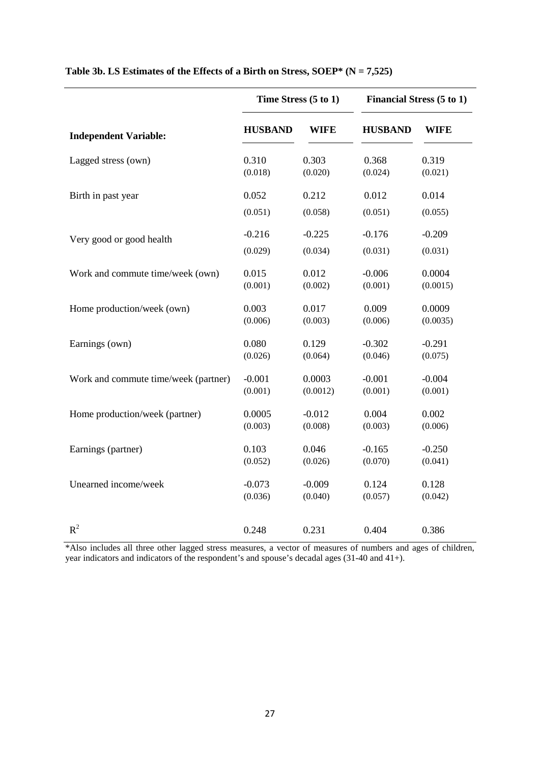**Table 3b. LS Estimates of the Effects of a Birth on Stress, SOEP* (N = 7,525)**

| | Time Stress (5 to 1) | | Financial Stress (5 to 1) | |
|---|---|---|---|---|
| **Independent Variable:** | **HUSBAND** | **WIFE** | **HUSBAND** | **WIFE** |
| Lagged stress (own) | 0.310 | 0.303 | 0.368 | 0.319 |
| | (0.018) | (0.020) | (0.024) | (0.021) |
| Birth in past year | 0.052 | 0.212 | 0.012 | 0.014 |
| | (0.051) | (0.058) | (0.051) | (0.055) |
| Very good or good health | -0.216 | -0.225 | -0.176 | -0.209 |
| | (0.029) | (0.034) | (0.031) | (0.031) |
| Work and commute time/week (own) | 0.015 | 0.012 | -0.006 | 0.0004 |
| | (0.001) | (0.002) | (0.001) | (0.0015) |
| Home production/week (own) | 0.003 | 0.017 | 0.009 | 0.0009 |
| | (0.006) | (0.003) | (0.006) | (0.0035) |
| Earnings (own) | 0.080 | 0.129 | -0.302 | -0.291 |
| | (0.026) | (0.064) | (0.046) | (0.075) |
| Work and commute time/week (partner) | -0.001 | 0.0003 | -0.001 | -0.004 |
| | (0.001) | (0.0012) | (0.001) | (0.001) |
| Home production/week (partner) | 0.0005 | -0.012 | 0.004 | 0.002 |
| | (0.003) | (0.008) | (0.003) | (0.006) |
| Earnings (partner) | 0.103 | 0.046 | -0.165 | -0.250 |
| | (0.052) | (0.026) | (0.070) | (0.041) |
| Unearned income/week | -0.073 | -0.009 | 0.124 | 0.128 |
| | (0.036) | (0.040) | (0.057) | (0.042) |
| $R^2$ | 0.248 | 0.231 | 0.404 | 0.386 |

*Also includes all three other lagged stress measures, a vector of measures of numbers and ages of children, year indicators and indicators of the respondent's and spouse's decadal ages (31-40 and 41+).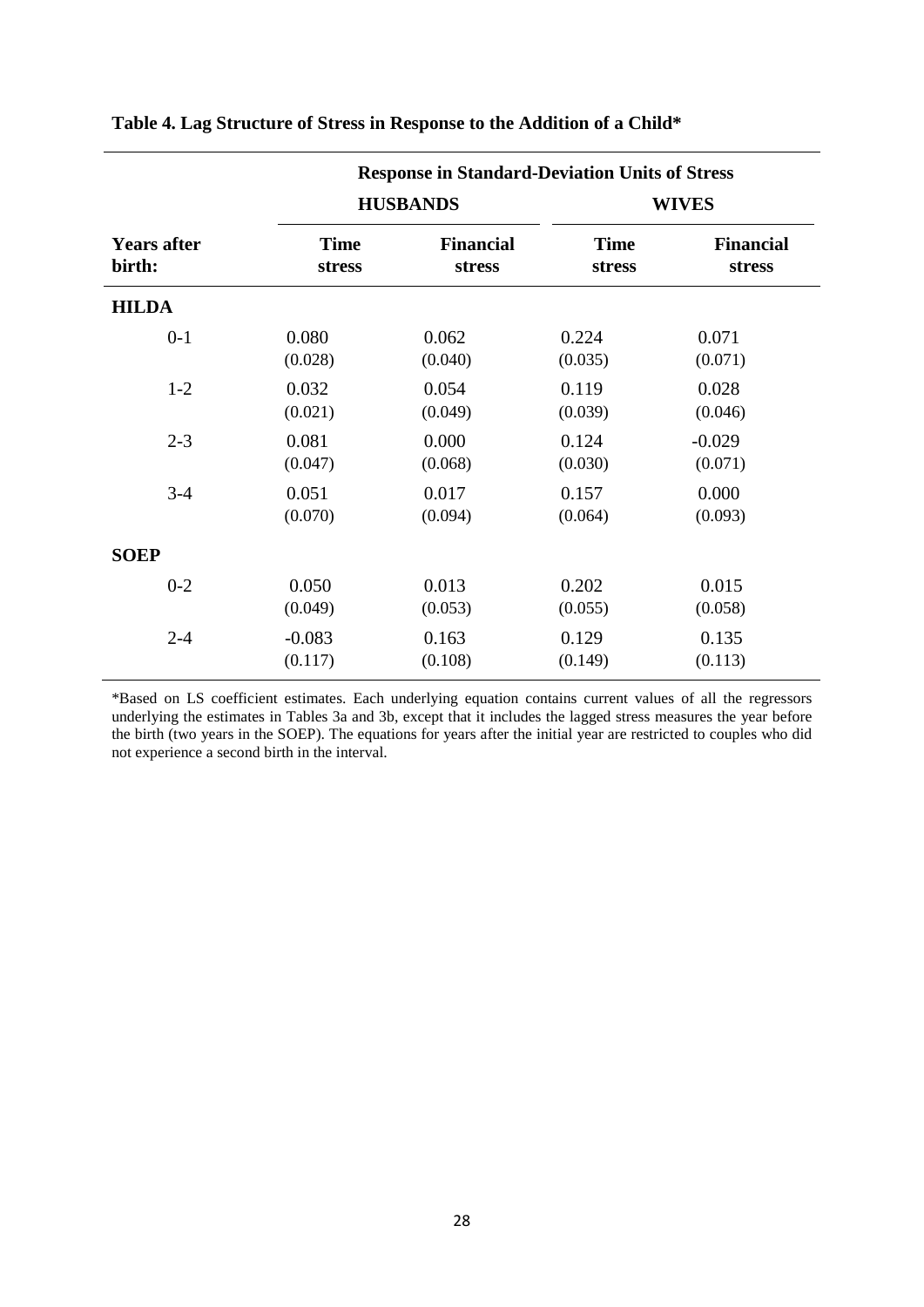**Table 4. Lag Structure of Stress in Response to the Addition of a Child***

| | Response in Standard-Deviation Units of Stress | | | |
|---|---|---|---|---|
| | HUSBANDS | | WIVES | |
| **Years after birth:** | **Time stress** | **Financial stress** | **Time stress** | **Financial stress** |
| **HILDA** | | | | |
| 0-1 | 0.080 | 0.062 | 0.224 | 0.071 |
| | (0.028) | (0.040) | (0.035) | (0.071) |
| 1-2 | 0.032 | 0.054 | 0.119 | 0.028 |
| | (0.021) | (0.049) | (0.039) | (0.046) |
| 2-3 | 0.081 | 0.000 | 0.124 | -0.029 |
| | (0.047) | (0.068) | (0.030) | (0.071) |
| 3-4 | 0.051 | 0.017 | 0.157 | 0.000 |
| | (0.070) | (0.094) | (0.064) | (0.093) |
| **SOEP** | | | | |
| 0-2 | 0.050 | 0.013 | 0.202 | 0.015 |
| | (0.049) | (0.053) | (0.055) | (0.058) |
| 2-4 | -0.083 | 0.163 | 0.129 | 0.135 |
| | (0.117) | (0.108) | (0.149) | (0.113) |

*Based on LS coefficient estimates. Each underlying equation contains current values of all the regressors underlying the estimates in Tables 3a and 3b, except that it includes the lagged stress measures the year before the birth (two years in the SOEP). The equations for years after the initial year are restricted to couples who did not experience a second birth in the interval.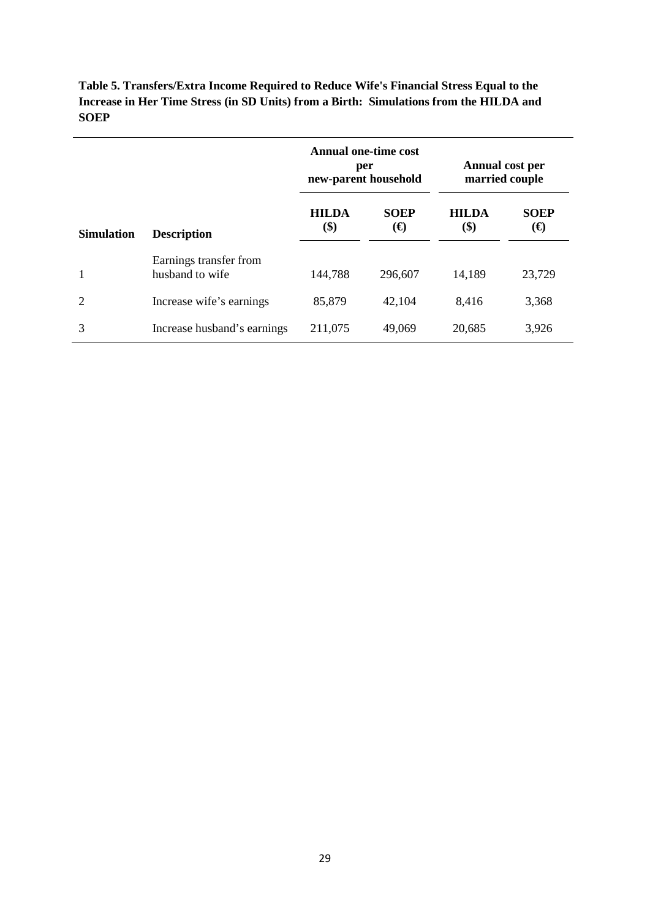**Table 5. Transfers/Extra Income Required to Reduce Wife's Financial Stress Equal to the Increase in Her Time Stress (in SD Units) from a Birth: Simulations from the HILDA and SOEP**

| | | Annual one-time cost per new-parent household | | Annual cost per married couple | |
|---|---|---|---|---|---|
| **Simulation** | **Description** | **HILDA ($)** | **SOEP (€)** | **HILDA ($)** | **SOEP (€)** |
| 1 | Earnings transfer from husband to wife | 144,788 | 296,607 | 14,189 | 23,729 |
| 2 | Increase wife's earnings | 85,879 | 42,104 | 8,416 | 3,368 |
| 3 | Increase husband's earnings | 211,075 | 49,069 | 20,685 | 3,926 |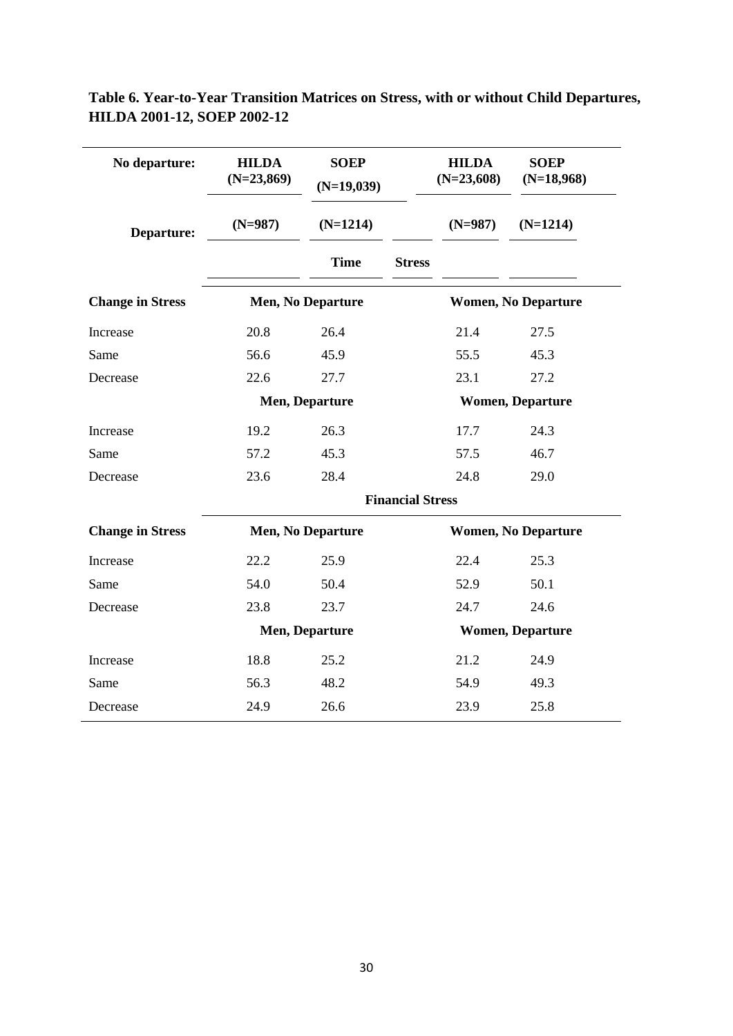**Table 6. Year-to-Year Transition Matrices on Stress, with or without Child Departures, HILDA 2001-12, SOEP 2002-12**

| No departure: | HILDA (N=23,869) | SOEP (N=19,039) | HILDA (N=23,608) | SOEP (N=18,968) |
|---|---|---|---|---|
| **Departure:** | (N=987) | (N=1214) | (N=987) | (N=1214) |
| | | **Time Stress** | | |
| **Change in Stress** | **Men, No Departure** | | **Women, No Departure** | |
| Increase | 20.8 | 26.4 | 21.4 | 27.5 |
| Same | 56.6 | 45.9 | 55.5 | 45.3 |
| Decrease | 22.6 | 27.7 | 23.1 | 27.2 |
| | **Men, Departure** | | **Women, Departure** | |
| Increase | 19.2 | 26.3 | 17.7 | 24.3 |
| Same | 57.2 | 45.3 | 57.5 | 46.7 |
| Decrease | 23.6 | 28.4 | 24.8 | 29.0 |
| | | **Financial Stress** | | |
| **Change in Stress** | **Men, No Departure** | | **Women, No Departure** | |
| Increase | 22.2 | 25.9 | 22.4 | 25.3 |
| Same | 54.0 | 50.4 | 52.9 | 50.1 |
| Decrease | 23.8 | 23.7 | 24.7 | 24.6 |
| | **Men, Departure** | | **Women, Departure** | |
| Increase | 18.8 | 25.2 | 21.2 | 24.9 |
| Same | 56.3 | 48.2 | 54.9 | 49.3 |
| Decrease | 24.9 | 26.6 | 23.9 | 25.8 |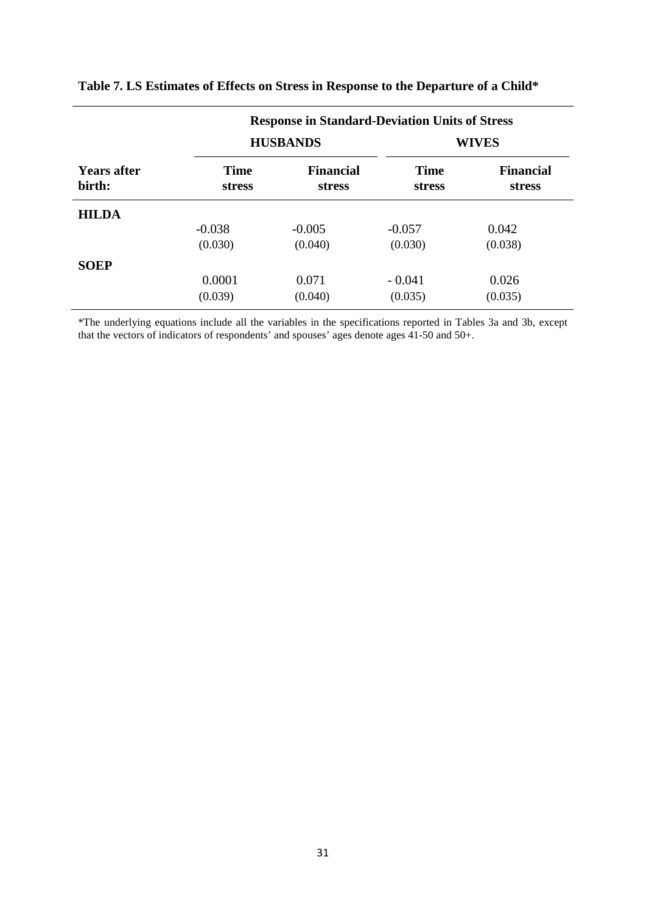**Table 7. LS Estimates of Effects on Stress in Response to the Departure of a Child***

| | Response in Standard-Deviation Units of Stress | | | |
|---|---|---|---|---|
| | **HUSBANDS** | | **WIVES** | |
| **Years after birth:** | **Time stress** | **Financial stress** | **Time stress** | **Financial stress** |
| **HILDA** | | | | |
| | -0.038 | -0.005 | -0.057 | 0.042 |
| | (0.030) | (0.040) | (0.030) | (0.038) |
| **SOEP** | | | | |
| | 0.0001 | 0.071 | - 0.041 | 0.026 |
| | (0.039) | (0.040) | (0.035) | (0.035) |

*The underlying equations include all the variables in the specifications reported in Tables 3a and 3b, except that the vectors of indicators of respondents' and spouses' ages denote ages 41-50 and 50+.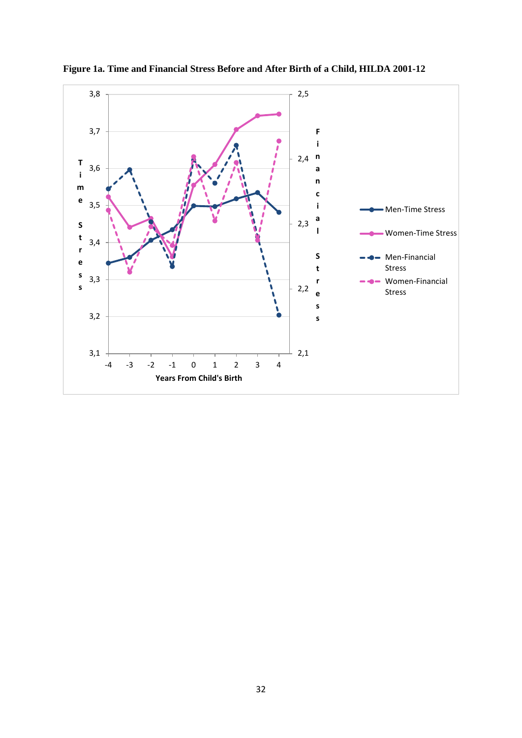**Figure 1a. Time and Financial Stress Before and After Birth of a Child, HILDA 2001-12**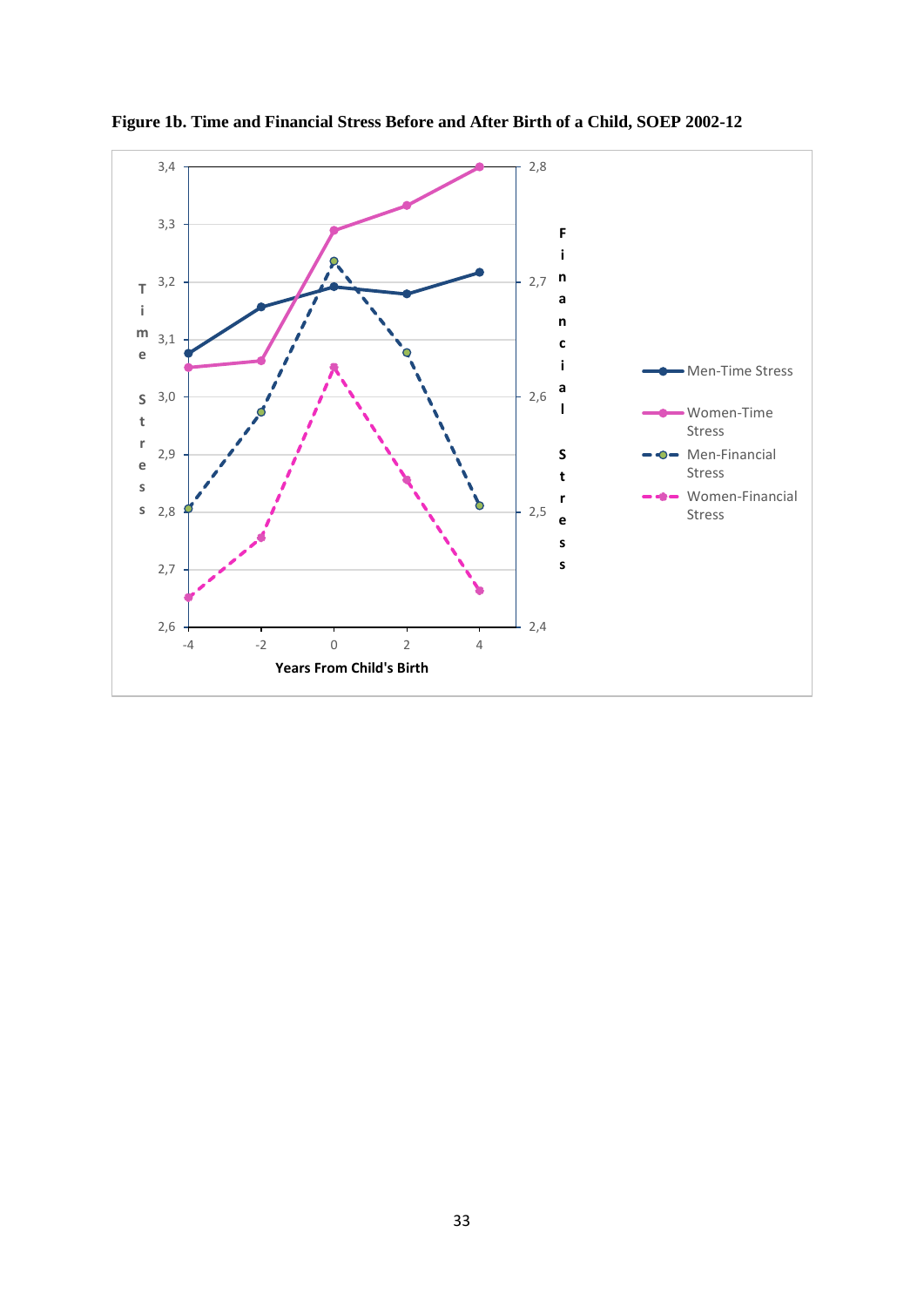**Figure 1b. Time and Financial Stress Before and After Birth of a Child, SOEP 2002-12**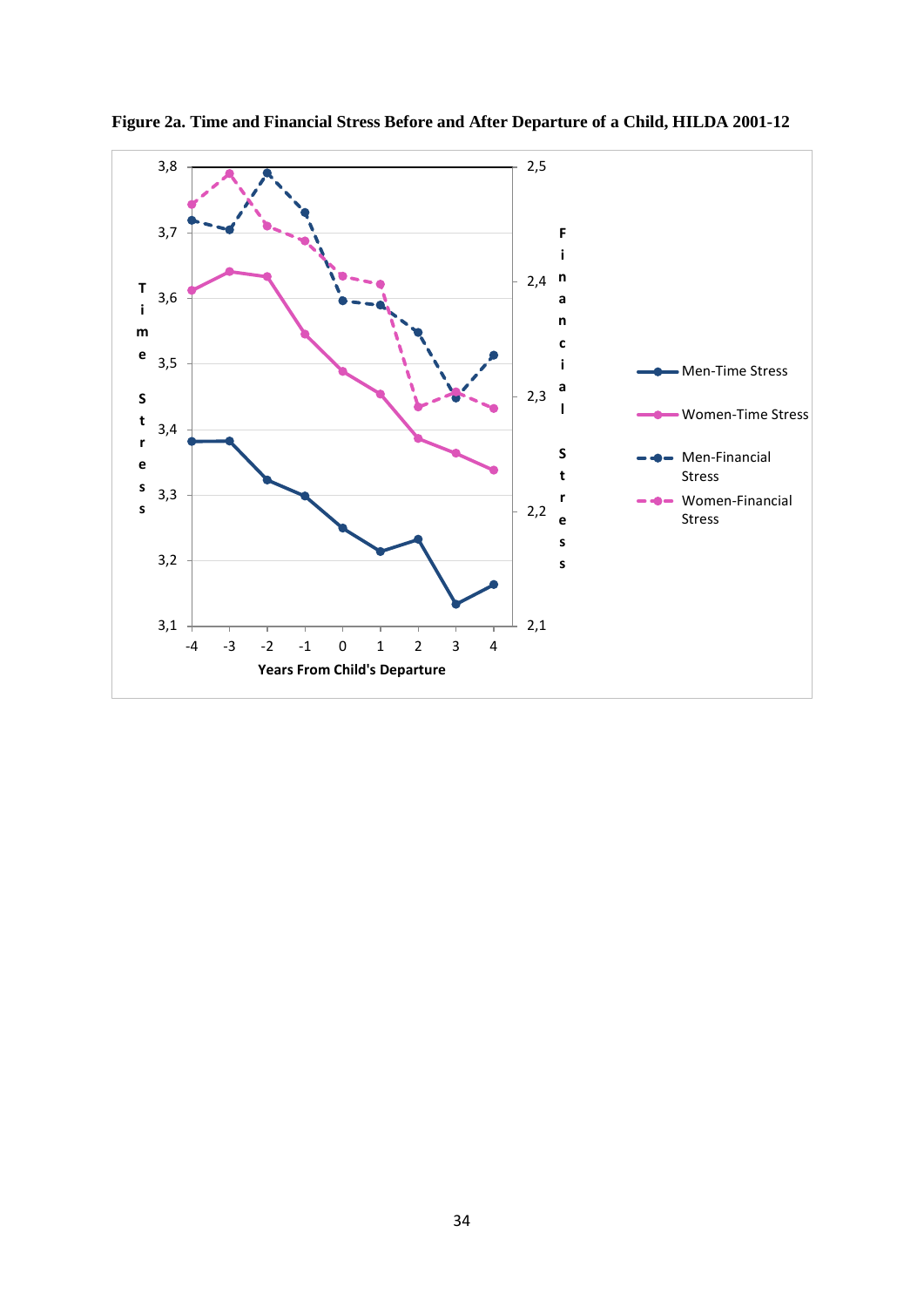**Figure 2a. Time and Financial Stress Before and After Departure of a Child, HILDA 2001-12**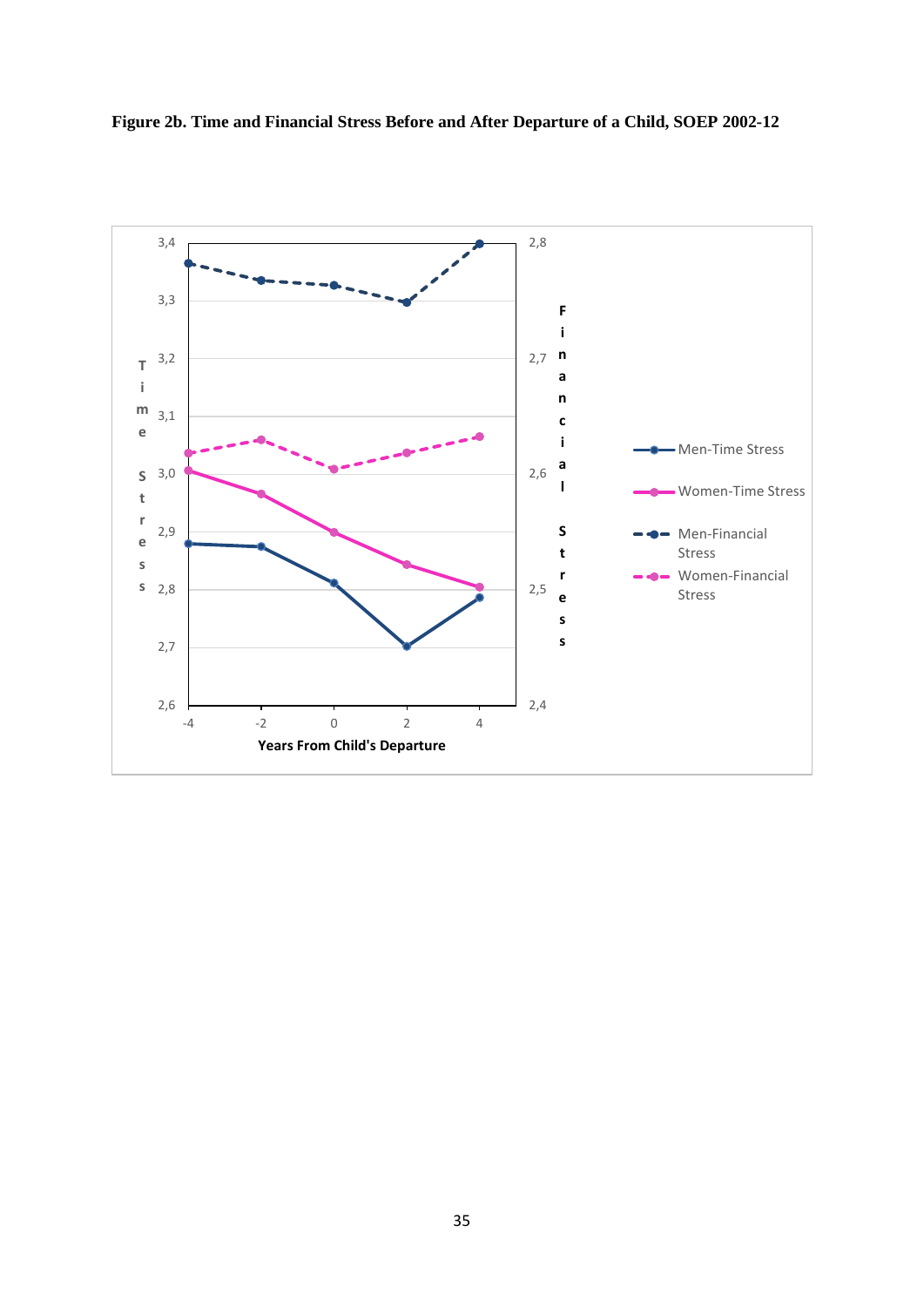**Figure 2b. Time and Financial Stress Before and After Departure of a Child, SOEP 2002-12**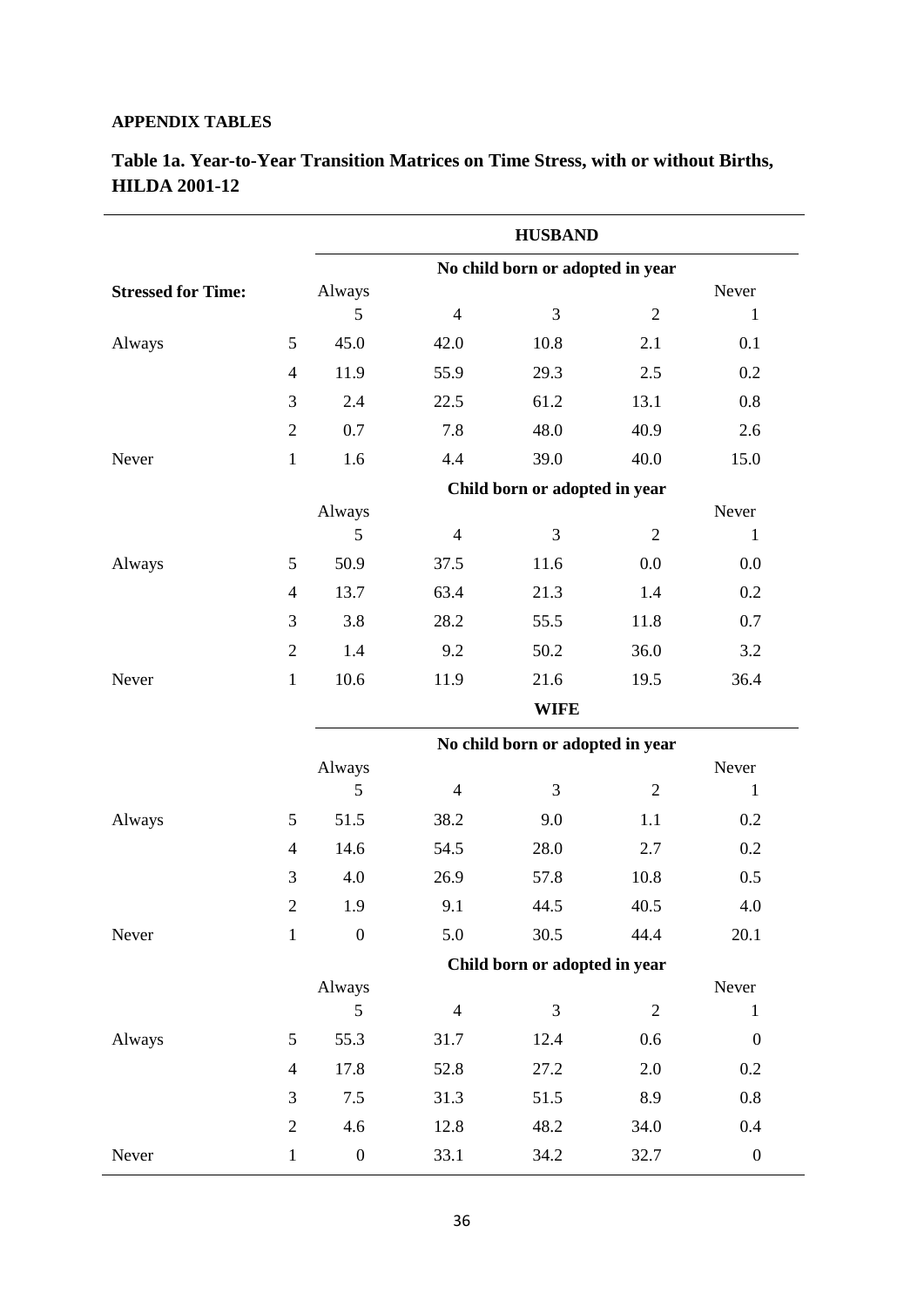**APPENDIX TABLES**

**Table 1a. Year-to-Year Transition Matrices on Time Stress, with or without Births, HILDA 2001-12**

| | | **HUSBAND** | | | | |
|---|---|---|---|---|---|---|
| | | **No child born or adopted in year** | | | | |
| **Stressed for Time:** | | Always 5 | 4 | 3 | 2 | Never 1 |
| Always | 5 | 45.0 | 42.0 | 10.8 | 2.1 | 0.1 |
| | 4 | 11.9 | 55.9 | 29.3 | 2.5 | 0.2 |
| | 3 | 2.4 | 22.5 | 61.2 | 13.1 | 0.8 |
| | 2 | 0.7 | 7.8 | 48.0 | 40.9 | 2.6 |
| Never | 1 | 1.6 | 4.4 | 39.0 | 40.0 | 15.0 |
| | | **Child born or adopted in year** | | | | |
| | | Always 5 | 4 | 3 | 2 | Never 1 |
| Always | 5 | 50.9 | 37.5 | 11.6 | 0.0 | 0.0 |
| | 4 | 13.7 | 63.4 | 21.3 | 1.4 | 0.2 |
| | 3 | 3.8 | 28.2 | 55.5 | 11.8 | 0.7 |
| | 2 | 1.4 | 9.2 | 50.2 | 36.0 | 3.2 |
| Never | 1 | 10.6 | 11.9 | 21.6 | 19.5 | 36.4 |
| | | **WIFE** | | | | |
| | | **No child born or adopted in year** | | | | |
| | | Always 5 | 4 | 3 | 2 | Never 1 |
| Always | 5 | 51.5 | 38.2 | 9.0 | 1.1 | 0.2 |
| | 4 | 14.6 | 54.5 | 28.0 | 2.7 | 0.2 |
| | 3 | 4.0 | 26.9 | 57.8 | 10.8 | 0.5 |
| | 2 | 1.9 | 9.1 | 44.5 | 40.5 | 4.0 |
| Never | 1 | 0 | 5.0 | 30.5 | 44.4 | 20.1 |
| | | **Child born or adopted in year** | | | | |
| | | Always 5 | 4 | 3 | 2 | Never 1 |
| Always | 5 | 55.3 | 31.7 | 12.4 | 0.6 | 0 |
| | 4 | 17.8 | 52.8 | 27.2 | 2.0 | 0.2 |
| | 3 | 7.5 | 31.3 | 51.5 | 8.9 | 0.8 |
| | 2 | 4.6 | 12.8 | 48.2 | 34.0 | 0.4 |
| Never | 1 | 0 | 33.1 | 34.2 | 32.7 | 0 |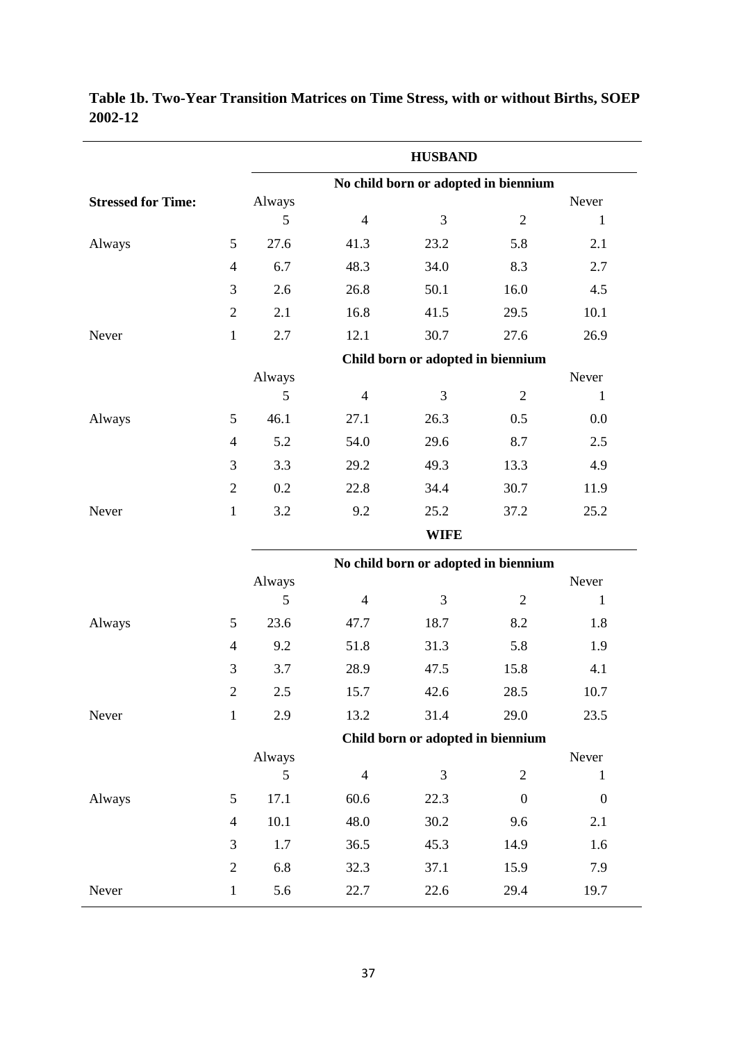**Table 1b. Two-Year Transition Matrices on Time Stress, with or without Births, SOEP 2002-12**

| | | **HUSBAND** | | | | |
|---|---|---|---|---|---|---|
| | | **No child born or adopted in biennium** | | | | |
| **Stressed for Time:** | | Always 5 | 4 | 3 | 2 | Never 1 |
| Always | 5 | 27.6 | 41.3 | 23.2 | 5.8 | 2.1 |
| | 4 | 6.7 | 48.3 | 34.0 | 8.3 | 2.7 |
| | 3 | 2.6 | 26.8 | 50.1 | 16.0 | 4.5 |
| | 2 | 2.1 | 16.8 | 41.5 | 29.5 | 10.1 |
| Never | 1 | 2.7 | 12.1 | 30.7 | 27.6 | 26.9 |
| | | **Child born or adopted in biennium** | | | | |
| | | Always 5 | 4 | 3 | 2 | Never 1 |
| Always | 5 | 46.1 | 27.1 | 26.3 | 0.5 | 0.0 |
| | 4 | 5.2 | 54.0 | 29.6 | 8.7 | 2.5 |
| | 3 | 3.3 | 29.2 | 49.3 | 13.3 | 4.9 |
| | 2 | 0.2 | 22.8 | 34.4 | 30.7 | 11.9 |
| Never | 1 | 3.2 | 9.2 | 25.2 | 37.2 | 25.2 |
| | | **WIFE** | | | | |
| | | **No child born or adopted in biennium** | | | | |
| | | Always 5 | 4 | 3 | 2 | Never 1 |
| Always | 5 | 23.6 | 47.7 | 18.7 | 8.2 | 1.8 |
| | 4 | 9.2 | 51.8 | 31.3 | 5.8 | 1.9 |
| | 3 | 3.7 | 28.9 | 47.5 | 15.8 | 4.1 |
| | 2 | 2.5 | 15.7 | 42.6 | 28.5 | 10.7 |
| Never | 1 | 2.9 | 13.2 | 31.4 | 29.0 | 23.5 |
| | | **Child born or adopted in biennium** | | | | |
| | | Always 5 | 4 | 3 | 2 | Never 1 |
| Always | 5 | 17.1 | 60.6 | 22.3 | 0 | 0 |
| | 4 | 10.1 | 48.0 | 30.2 | 9.6 | 2.1 |
| | 3 | 1.7 | 36.5 | 45.3 | 14.9 | 1.6 |
| | 2 | 6.8 | 32.3 | 37.1 | 15.9 | 7.9 |
| Never | 1 | 5.6 | 22.7 | 22.6 | 29.4 | 19.7 |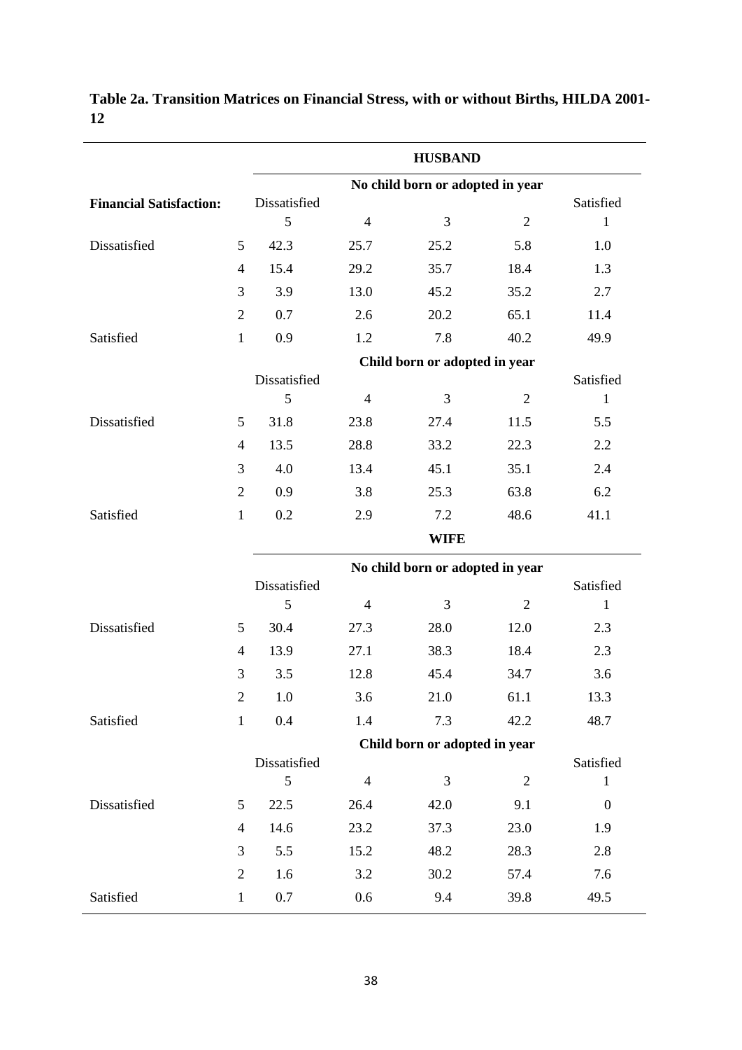**Table 2a. Transition Matrices on Financial Stress, with or without Births, HILDA 2001-12**

| | | HUSBAND | | | | |
|---|---|---|---|---|---|---|
| | | No child born or adopted in year | | | | |
| **Financial Satisfaction:** | | Dissatisfied 5 | 4 | 3 | 2 | Satisfied 1 |
| Dissatisfied | 5 | 42.3 | 25.7 | 25.2 | 5.8 | 1.0 |
| | 4 | 15.4 | 29.2 | 35.7 | 18.4 | 1.3 |
| | 3 | 3.9 | 13.0 | 45.2 | 35.2 | 2.7 |
| | 2 | 0.7 | 2.6 | 20.2 | 65.1 | 11.4 |
| Satisfied | 1 | 0.9 | 1.2 | 7.8 | 40.2 | 49.9 |
| | | Child born or adopted in year | | | | |
| | | Dissatisfied 5 | 4 | 3 | 2 | Satisfied 1 |
| Dissatisfied | 5 | 31.8 | 23.8 | 27.4 | 11.5 | 5.5 |
| | 4 | 13.5 | 28.8 | 33.2 | 22.3 | 2.2 |
| | 3 | 4.0 | 13.4 | 45.1 | 35.1 | 2.4 |
| | 2 | 0.9 | 3.8 | 25.3 | 63.8 | 6.2 |
| Satisfied | 1 | 0.2 | 2.9 | 7.2 | 48.6 | 41.1 |
| | | WIFE | | | | |
| | | No child born or adopted in year | | | | |
| | | Dissatisfied 5 | 4 | 3 | 2 | Satisfied 1 |
| Dissatisfied | 5 | 30.4 | 27.3 | 28.0 | 12.0 | 2.3 |
| | 4 | 13.9 | 27.1 | 38.3 | 18.4 | 2.3 |
| | 3 | 3.5 | 12.8 | 45.4 | 34.7 | 3.6 |
| | 2 | 1.0 | 3.6 | 21.0 | 61.1 | 13.3 |
| Satisfied | 1 | 0.4 | 1.4 | 7.3 | 42.2 | 48.7 |
| | | Child born or adopted in year | | | | |
| | | Dissatisfied 5 | 4 | 3 | 2 | Satisfied 1 |
| Dissatisfied | 5 | 22.5 | 26.4 | 42.0 | 9.1 | 0 |
| | 4 | 14.6 | 23.2 | 37.3 | 23.0 | 1.9 |
| | 3 | 5.5 | 15.2 | 48.2 | 28.3 | 2.8 |
| | 2 | 1.6 | 3.2 | 30.2 | 57.4 | 7.6 |
| Satisfied | 1 | 0.7 | 0.6 | 9.4 | 39.8 | 49.5 |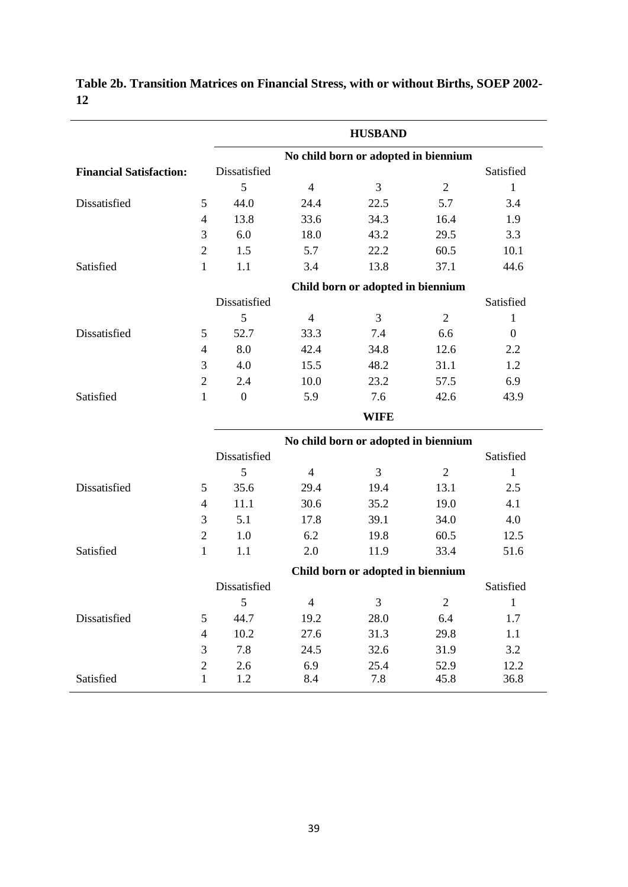**Table 2b. Transition Matrices on Financial Stress, with or without Births, SOEP 2002-12**

| | | **HUSBAND** | | | | |
|---|---|---|---|---|---|---|
| | | **No child born or adopted in biennium** | | | | |
| **Financial Satisfaction:** | | Dissatisfied | | | | Satisfied |
| | | 5 | 4 | 3 | 2 | 1 |
| Dissatisfied | 5 | 44.0 | 24.4 | 22.5 | 5.7 | 3.4 |
| | 4 | 13.8 | 33.6 | 34.3 | 16.4 | 1.9 |
| | 3 | 6.0 | 18.0 | 43.2 | 29.5 | 3.3 |
| | 2 | 1.5 | 5.7 | 22.2 | 60.5 | 10.1 |
| Satisfied | 1 | 1.1 | 3.4 | 13.8 | 37.1 | 44.6 |
| | | **Child born or adopted in biennium** | | | | |
| | | Dissatisfied | | | | Satisfied |
| | | 5 | 4 | 3 | 2 | 1 |
| Dissatisfied | 5 | 52.7 | 33.3 | 7.4 | 6.6 | 0 |
| | 4 | 8.0 | 42.4 | 34.8 | 12.6 | 2.2 |
| | 3 | 4.0 | 15.5 | 48.2 | 31.1 | 1.2 |
| | 2 | 2.4 | 10.0 | 23.2 | 57.5 | 6.9 |
| Satisfied | 1 | 0 | 5.9 | 7.6 | 42.6 | 43.9 |
| | | **WIFE** | | | | |
| | | **No child born or adopted in biennium** | | | | |
| | | Dissatisfied | | | | Satisfied |
| | | 5 | 4 | 3 | 2 | 1 |
| Dissatisfied | 5 | 35.6 | 29.4 | 19.4 | 13.1 | 2.5 |
| | 4 | 11.1 | 30.6 | 35.2 | 19.0 | 4.1 |
| | 3 | 5.1 | 17.8 | 39.1 | 34.0 | 4.0 |
| | 2 | 1.0 | 6.2 | 19.8 | 60.5 | 12.5 |
| Satisfied | 1 | 1.1 | 2.0 | 11.9 | 33.4 | 51.6 |
| | | **Child born or adopted in biennium** | | | | |
| | | Dissatisfied | | | | Satisfied |
| | | 5 | 4 | 3 | 2 | 1 |
| Dissatisfied | 5 | 44.7 | 19.2 | 28.0 | 6.4 | 1.7 |
| | 4 | 10.2 | 27.6 | 31.3 | 29.8 | 1.1 |
| | 3 | 7.8 | 24.5 | 32.6 | 31.9 | 3.2 |
| | 2 | 2.6 | 6.9 | 25.4 | 52.9 | 12.2 |
| Satisfied | 1 | 1.2 | 8.4 | 7.8 | 45.8 | 36.8 |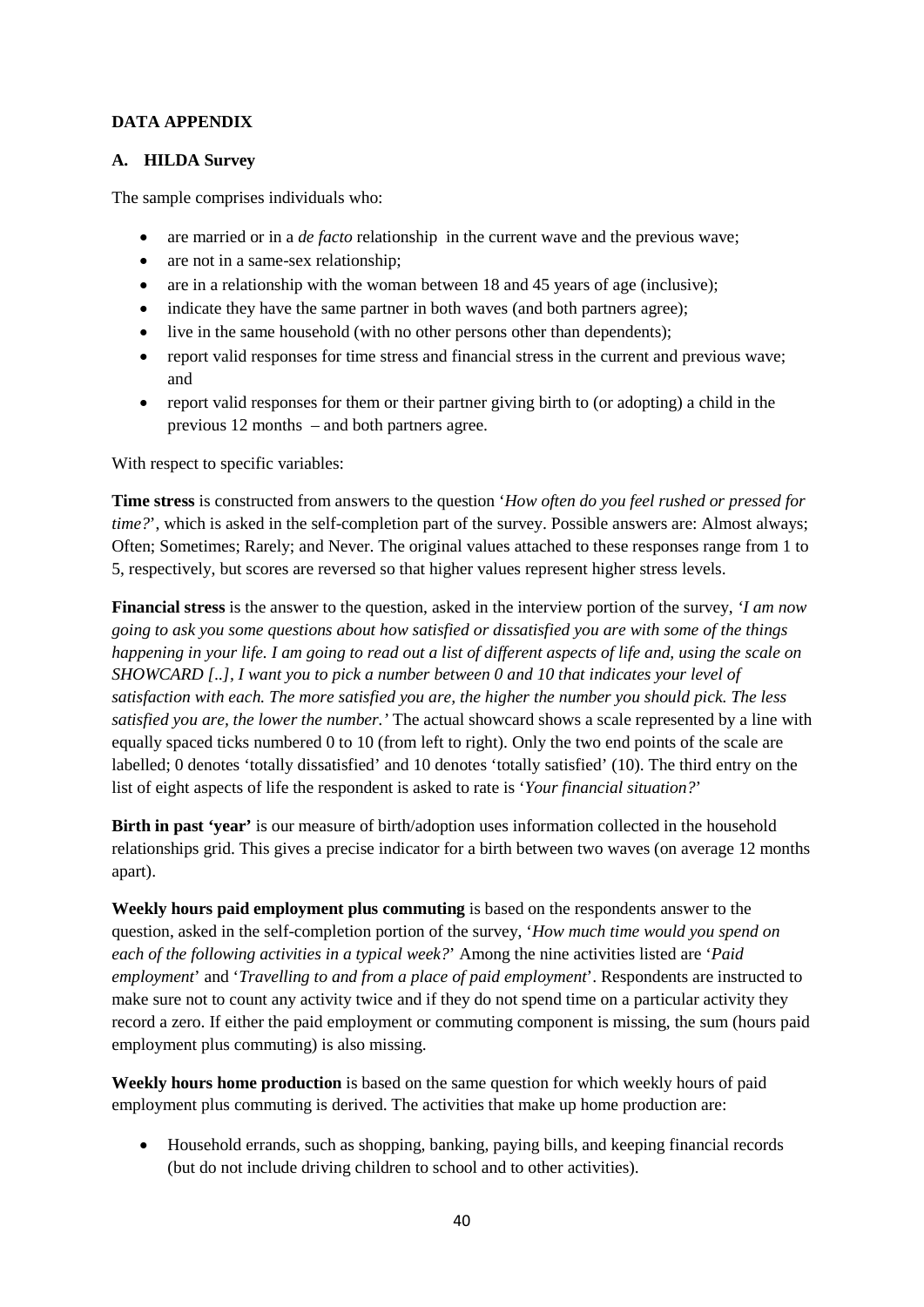**DATA APPENDIX**

**A. HILDA Survey**

The sample comprises individuals who:

- are married or in a *de facto* relationship in the current wave and the previous wave;
- are not in a same-sex relationship;
- are in a relationship with the woman between 18 and 45 years of age (inclusive);
- indicate they have the same partner in both waves (and both partners agree);
- live in the same household (with no other persons other than dependents);
- report valid responses for time stress and financial stress in the current and previous wave; and
- report valid responses for them or their partner giving birth to (or adopting) a child in the previous 12 months – and both partners agree.

With respect to specific variables:

**Time stress** is constructed from answers to the question '*How often do you feel rushed or pressed for time?*', which is asked in the self-completion part of the survey. Possible answers are: Almost always; Often; Sometimes; Rarely; and Never. The original values attached to these responses range from 1 to 5, respectively, but scores are reversed so that higher values represent higher stress levels.

**Financial stress** is the answer to the question, asked in the interview portion of the survey, '*I am now going to ask you some questions about how satisfied or dissatisfied you are with some of the things happening in your life. I am going to read out a list of different aspects of life and, using the scale on SHOWCARD [..], I want you to pick a number between 0 and 10 that indicates your level of satisfaction with each. The more satisfied you are, the higher the number you should pick. The less satisfied you are, the lower the number.'* The actual showcard shows a scale represented by a line with equally spaced ticks numbered 0 to 10 (from left to right). Only the two end points of the scale are labelled; 0 denotes 'totally dissatisfied' and 10 denotes 'totally satisfied' (10). The third entry on the list of eight aspects of life the respondent is asked to rate is '*Your financial situation?*'

**Birth in past 'year'** is our measure of birth/adoption uses information collected in the household relationships grid. This gives a precise indicator for a birth between two waves (on average 12 months apart).

**Weekly hours paid employment plus commuting** is based on the respondents answer to the question, asked in the self-completion portion of the survey, '*How much time would you spend on each of the following activities in a typical week?*' Among the nine activities listed are '*Paid employment*' and '*Travelling to and from a place of paid employment*'. Respondents are instructed to make sure not to count any activity twice and if they do not spend time on a particular activity they record a zero. If either the paid employment or commuting component is missing, the sum (hours paid employment plus commuting) is also missing.

**Weekly hours home production** is based on the same question for which weekly hours of paid employment plus commuting is derived. The activities that make up home production are:

- Household errands, such as shopping, banking, paying bills, and keeping financial records (but do not include driving children to school and to other activities).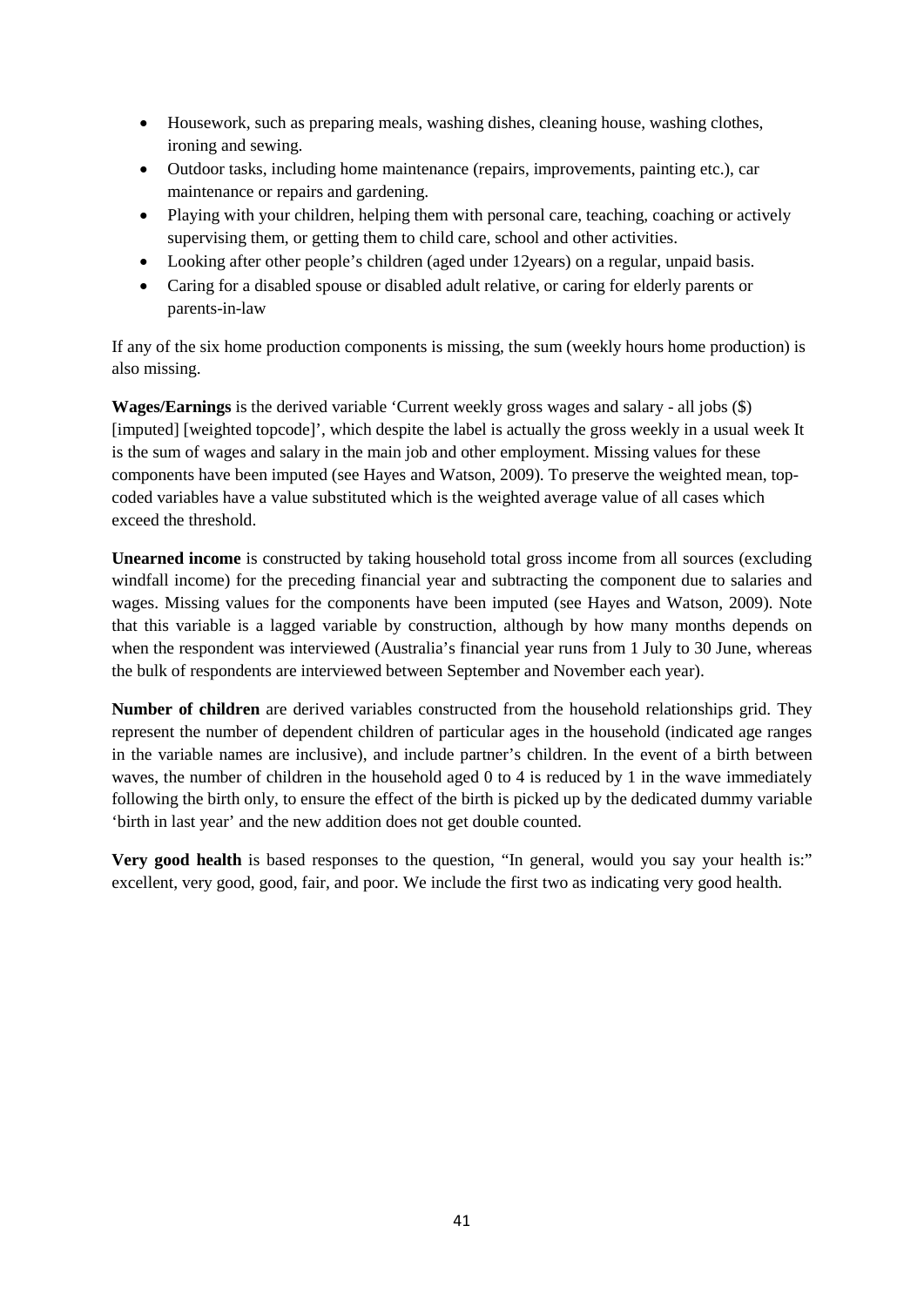- Housework, such as preparing meals, washing dishes, cleaning house, washing clothes, ironing and sewing.
- Outdoor tasks, including home maintenance (repairs, improvements, painting etc.), car maintenance or repairs and gardening.
- Playing with your children, helping them with personal care, teaching, coaching or actively supervising them, or getting them to child care, school and other activities.
- Looking after other people's children (aged under 12years) on a regular, unpaid basis.
- Caring for a disabled spouse or disabled adult relative, or caring for elderly parents or parents-in-law

If any of the six home production components is missing, the sum (weekly hours home production) is also missing.

**Wages/Earnings** is the derived variable 'Current weekly gross wages and salary - all jobs ($) [imputed] [weighted topcode]', which despite the label is actually the gross weekly in a usual week It is the sum of wages and salary in the main job and other employment. Missing values for these components have been imputed (see Hayes and Watson, 2009). To preserve the weighted mean, top-coded variables have a value substituted which is the weighted average value of all cases which exceed the threshold.

**Unearned income** is constructed by taking household total gross income from all sources (excluding windfall income) for the preceding financial year and subtracting the component due to salaries and wages. Missing values for the components have been imputed (see Hayes and Watson, 2009). Note that this variable is a lagged variable by construction, although by how many months depends on when the respondent was interviewed (Australia's financial year runs from 1 July to 30 June, whereas the bulk of respondents are interviewed between September and November each year).

**Number of children** are derived variables constructed from the household relationships grid. They represent the number of dependent children of particular ages in the household (indicated age ranges in the variable names are inclusive), and include partner's children. In the event of a birth between waves, the number of children in the household aged 0 to 4 is reduced by 1 in the wave immediately following the birth only, to ensure the effect of the birth is picked up by the dedicated dummy variable 'birth in last year' and the new addition does not get double counted.

**Very good health** is based responses to the question, "In general, would you say your health is:" excellent, very good, good, fair, and poor. We include the first two as indicating very good health.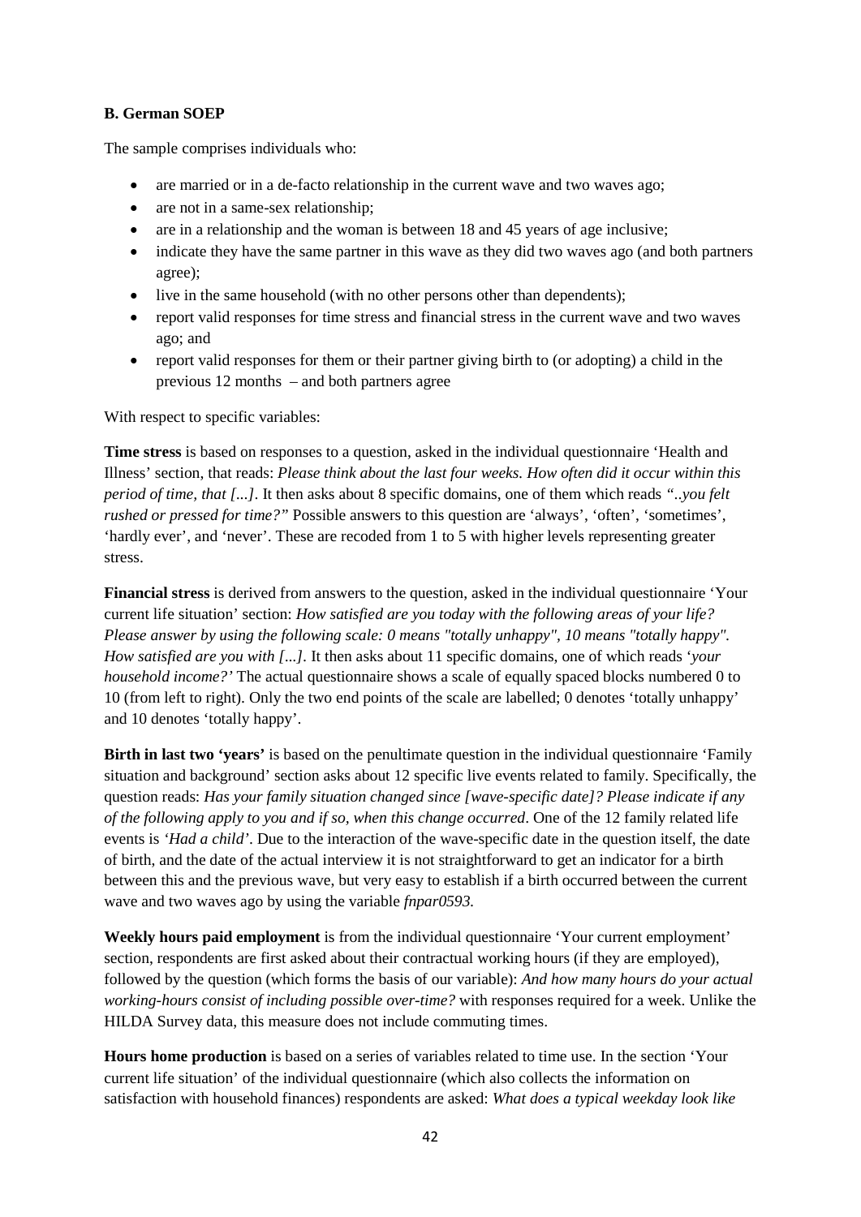**B. German SOEP**

The sample comprises individuals who:

- are married or in a de-facto relationship in the current wave and two waves ago;
- are not in a same-sex relationship;
- are in a relationship and the woman is between 18 and 45 years of age inclusive;
- indicate they have the same partner in this wave as they did two waves ago (and both partners agree);
- live in the same household (with no other persons other than dependents);
- report valid responses for time stress and financial stress in the current wave and two waves ago; and
- report valid responses for them or their partner giving birth to (or adopting) a child in the previous 12 months – and both partners agree

With respect to specific variables:

**Time stress** is based on responses to a question, asked in the individual questionnaire 'Health and Illness' section, that reads: *Please think about the last four weeks. How often did it occur within this period of time, that [...]*. It then asks about 8 specific domains, one of them which reads *"..you felt rushed or pressed for time?"* Possible answers to this question are 'always', 'often', 'sometimes', 'hardly ever', and 'never'. These are recoded from 1 to 5 with higher levels representing greater stress.

**Financial stress** is derived from answers to the question, asked in the individual questionnaire 'Your current life situation' section: *How satisfied are you today with the following areas of your life? Please answer by using the following scale: 0 means "totally unhappy", 10 means "totally happy". How satisfied are you with [...]*. It then asks about 11 specific domains, one of which reads '*your household income?'* The actual questionnaire shows a scale of equally spaced blocks numbered 0 to 10 (from left to right). Only the two end points of the scale are labelled; 0 denotes 'totally unhappy' and 10 denotes 'totally happy'.

**Birth in last two 'years'** is based on the penultimate question in the individual questionnaire 'Family situation and background' section asks about 12 specific live events related to family. Specifically, the question reads: *Has your family situation changed since [wave-specific date]? Please indicate if any of the following apply to you and if so, when this change occurred*. One of the 12 family related life events is *'Had a child'*. Due to the interaction of the wave-specific date in the question itself, the date of birth, and the date of the actual interview it is not straightforward to get an indicator for a birth between this and the previous wave, but very easy to establish if a birth occurred between the current wave and two waves ago by using the variable *fnpar0593.*

**Weekly hours paid employment** is from the individual questionnaire 'Your current employment' section, respondents are first asked about their contractual working hours (if they are employed), followed by the question (which forms the basis of our variable): *And how many hours do your actual working-hours consist of including possible over-time?* with responses required for a week. Unlike the HILDA Survey data, this measure does not include commuting times.

**Hours home production** is based on a series of variables related to time use. In the section 'Your current life situation' of the individual questionnaire (which also collects the information on satisfaction with household finances) respondents are asked: *What does a typical weekday look like*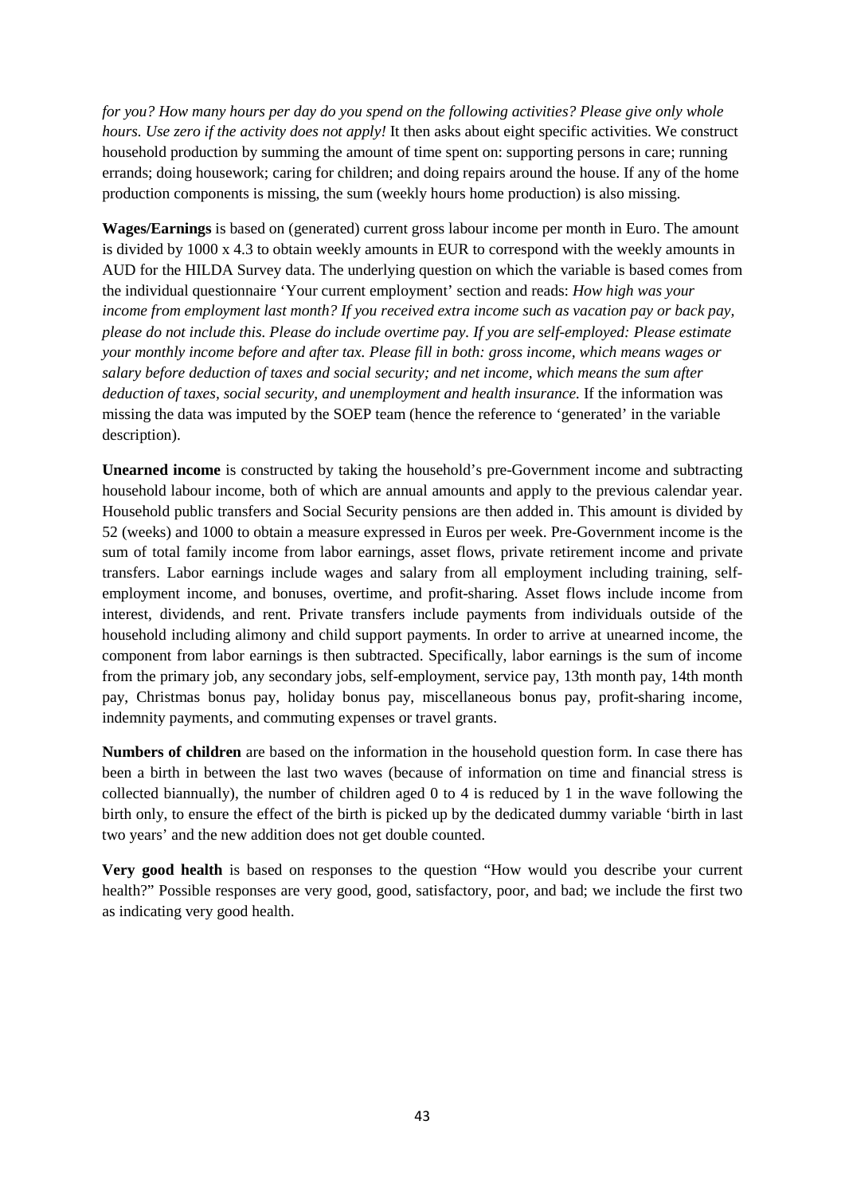*for you? How many hours per day do you spend on the following activities? Please give only whole hours. Use zero if the activity does not apply!* It then asks about eight specific activities. We construct household production by summing the amount of time spent on: supporting persons in care; running errands; doing housework; caring for children; and doing repairs around the house. If any of the home production components is missing, the sum (weekly hours home production) is also missing.

**Wages/Earnings** is based on (generated) current gross labour income per month in Euro. The amount is divided by 1000 x 4.3 to obtain weekly amounts in EUR to correspond with the weekly amounts in AUD for the HILDA Survey data. The underlying question on which the variable is based comes from the individual questionnaire 'Your current employment' section and reads: *How high was your income from employment last month? If you received extra income such as vacation pay or back pay, please do not include this. Please do include overtime pay. If you are self-employed: Please estimate your monthly income before and after tax. Please fill in both: gross income, which means wages or salary before deduction of taxes and social security; and net income, which means the sum after deduction of taxes, social security, and unemployment and health insurance.* If the information was missing the data was imputed by the SOEP team (hence the reference to 'generated' in the variable description).

**Unearned income** is constructed by taking the household's pre-Government income and subtracting household labour income, both of which are annual amounts and apply to the previous calendar year. Household public transfers and Social Security pensions are then added in. This amount is divided by 52 (weeks) and 1000 to obtain a measure expressed in Euros per week. Pre-Government income is the sum of total family income from labor earnings, asset flows, private retirement income and private transfers. Labor earnings include wages and salary from all employment including training, self-employment income, and bonuses, overtime, and profit-sharing. Asset flows include income from interest, dividends, and rent. Private transfers include payments from individuals outside of the household including alimony and child support payments. In order to arrive at unearned income, the component from labor earnings is then subtracted. Specifically, labor earnings is the sum of income from the primary job, any secondary jobs, self-employment, service pay, 13th month pay, 14th month pay, Christmas bonus pay, holiday bonus pay, miscellaneous bonus pay, profit-sharing income, indemnity payments, and commuting expenses or travel grants.

**Numbers of children** are based on the information in the household question form. In case there has been a birth in between the last two waves (because of information on time and financial stress is collected biannually), the number of children aged 0 to 4 is reduced by 1 in the wave following the birth only, to ensure the effect of the birth is picked up by the dedicated dummy variable 'birth in last two years' and the new addition does not get double counted.

**Very good health** is based on responses to the question "How would you describe your current health?" Possible responses are very good, good, satisfactory, poor, and bad; we include the first two as indicating very good health.